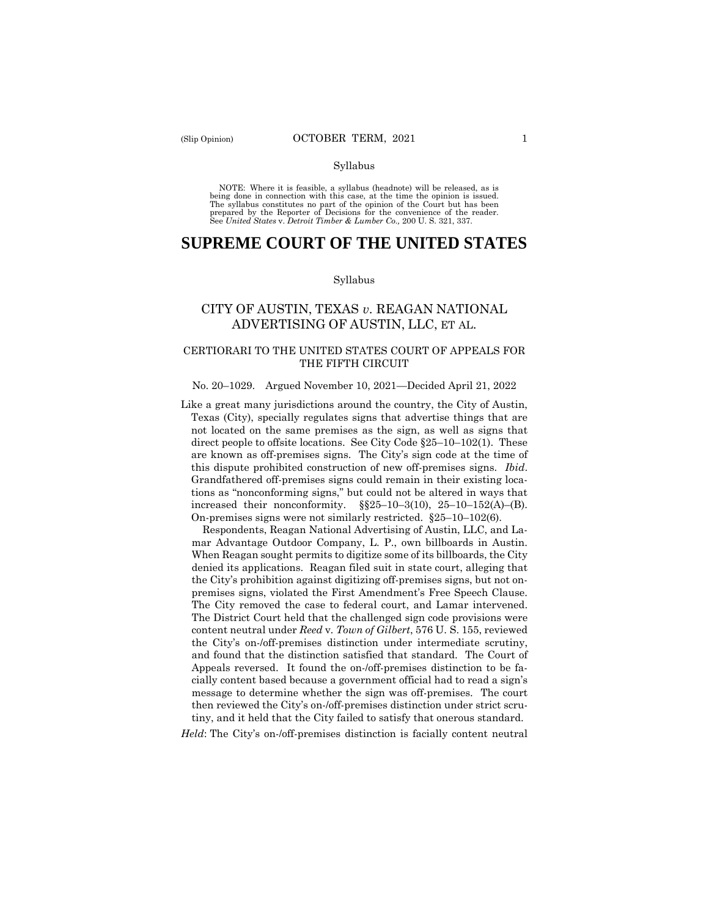Syllabus

NOTE: Where it is feasible, a syllabus (headnote) will be released, as is being done in connection with this case, at the time the opinion is issued. The syllabus constitutes no part of the opinion of the Court but has been prepared by the Reporter of Decisions for the convenience of the reader. See *United States* v. *Detroit Timber & Lumber Co.,* 200 U. S. 321, 337.

# SUPREME COURT OF THE UNITED STATES

Syllabus

## CITY OF AUSTIN, TEXAS *v*. REAGAN NATIONAL ADVERTISING OF AUSTIN, LLC, ET AL.

### CERTIORARI TO THE UNITED STATES COURT OF APPEALS FOR THE FIFTH CIRCUIT

No. 20–1029. Argued November 10, 2021—Decided April 21, 2022

Like a great many jurisdictions around the country, the City of Austin, Texas (City), specially regulates signs that advertise things that are not located on the same premises as the sign, as well as signs that direct people to offsite locations. See City Code §25–10–102(1). These are known as off-premises signs. The City's sign code at the time of this dispute prohibited construction of new off-premises signs. *Ibid*. Grandfathered off-premises signs could remain in their existing locations as "nonconforming signs," but could not be altered in ways that increased their nonconformity. §§25–10–3(10), 25–10–152(A)–(B). On-premises signs were not similarly restricted. §25–10–102(6).

Respondents, Reagan National Advertising of Austin, LLC, and Lamar Advantage Outdoor Company, L. P., own billboards in Austin. When Reagan sought permits to digitize some of its billboards, the City denied its applications. Reagan filed suit in state court, alleging that the City's prohibition against digitizing off-premises signs, but not on-premises signs, violated the First Amendment's Free Speech Clause. The City removed the case to federal court, and Lamar intervened. The District Court held that the challenged sign code provisions were content neutral under *Reed* v. *Town of Gilbert*, 576 U. S. 155, reviewed the City's on-/off-premises distinction under intermediate scrutiny, and found that the distinction satisfied that standard. The Court of Appeals reversed. It found the on-/off-premises distinction to be facially content based because a government official had to read a sign's message to determine whether the sign was off-premises. The court then reviewed the City's on-/off-premises distinction under strict scrutiny, and it held that the City failed to satisfy that onerous standard.

*Held*: The City's on-/off-premises distinction is facially content neutral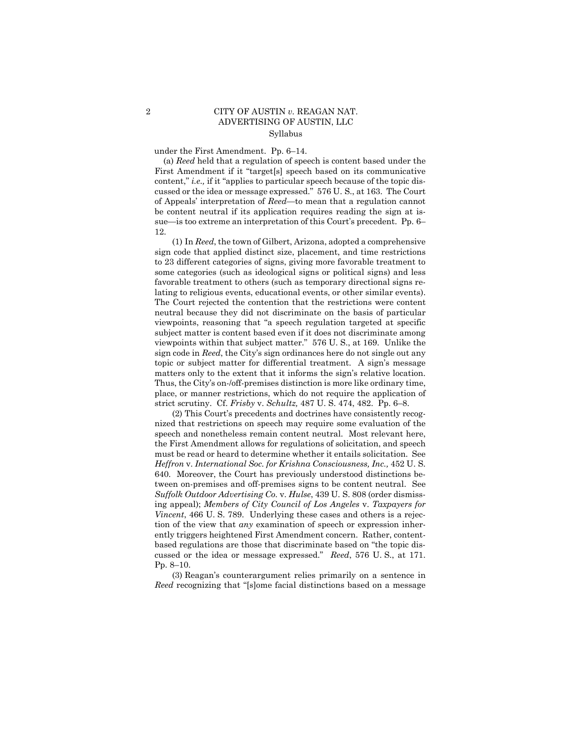under the First Amendment. Pp. 6–14.

(a) *Reed* held that a regulation of speech is content based under the First Amendment if it "target[s] speech based on its communicative content," *i.e.,* if it "applies to particular speech because of the topic discussed or the idea or message expressed." 576 U. S., at 163. The Court of Appeals' interpretation of *Reed*—to mean that a regulation cannot be content neutral if its application requires reading the sign at issue—is too extreme an interpretation of this Court's precedent. Pp. 6–12.

(1) In *Reed*, the town of Gilbert, Arizona, adopted a comprehensive sign code that applied distinct size, placement, and time restrictions to 23 different categories of signs, giving more favorable treatment to some categories (such as ideological signs or political signs) and less favorable treatment to others (such as temporary directional signs relating to religious events, educational events, or other similar events). The Court rejected the contention that the restrictions were content neutral because they did not discriminate on the basis of particular viewpoints, reasoning that "a speech regulation targeted at specific subject matter is content based even if it does not discriminate among viewpoints within that subject matter." 576 U. S., at 169. Unlike the sign code in *Reed*, the City's sign ordinances here do not single out any topic or subject matter for differential treatment. A sign's message matters only to the extent that it informs the sign's relative location. Thus, the City's on-/off-premises distinction is more like ordinary time, place, or manner restrictions, which do not require the application of strict scrutiny. Cf. *Frisby* v. *Schultz,* 487 U. S. 474, 482. Pp. 6–8.

(2) This Court's precedents and doctrines have consistently recognized that restrictions on speech may require some evaluation of the speech and nonetheless remain content neutral. Most relevant here, the First Amendment allows for regulations of solicitation, and speech must be read or heard to determine whether it entails solicitation. See *Heffron* v. *International Soc. for Krishna Consciousness, Inc.,* 452 U. S. 640. Moreover, the Court has previously understood distinctions between on-premises and off-premises signs to be content neutral. See *Suffolk Outdoor Advertising Co.* v. *Hulse*, 439 U. S. 808 (order dismissing appeal); *Members of City Council of Los Angeles* v. *Taxpayers for Vincent*, 466 U. S. 789. Underlying these cases and others is a rejection of the view that *any* examination of speech or expression inherently triggers heightened First Amendment concern. Rather, content-based regulations are those that discriminate based on "the topic discussed or the idea or message expressed." *Reed*, 576 U. S., at 171. Pp. 8–10.

(3) Reagan's counterargument relies primarily on a sentence in *Reed* recognizing that "[s]ome facial distinctions based on a message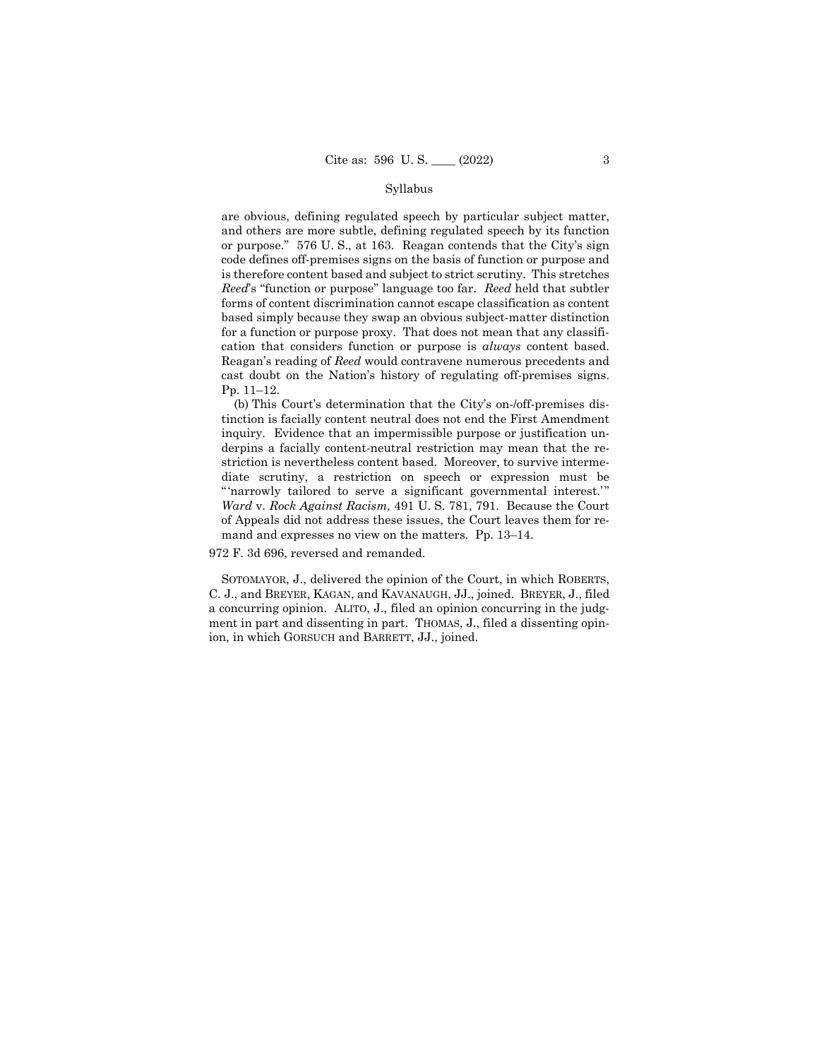are obvious, defining regulated speech by particular subject matter, and others are more subtle, defining regulated speech by its function or purpose." 576 U. S., at 163. Reagan contends that the City's sign code defines off-premises signs on the basis of function or purpose and is therefore content based and subject to strict scrutiny. This stretches *Reed*'s "function or purpose" language too far. *Reed* held that subtler forms of content discrimination cannot escape classification as content based simply because they swap an obvious subject-matter distinction for a function or purpose proxy. That does not mean that any classification that considers function or purpose is *always* content based. Reagan's reading of *Reed* would contravene numerous precedents and cast doubt on the Nation's history of regulating off-premises signs. Pp. 11–12.

(b) This Court's determination that the City's on-/off-premises distinction is facially content neutral does not end the First Amendment inquiry. Evidence that an impermissible purpose or justification underpins a facially content-neutral restriction may mean that the restriction is nevertheless content based. Moreover, to survive intermediate scrutiny, a restriction on speech or expression must be "'narrowly tailored to serve a significant governmental interest.'" *Ward* v. *Rock Against Racism,* 491 U. S. 781, 791. Because the Court of Appeals did not address these issues, the Court leaves them for remand and expresses no view on the matters. Pp. 13–14.

972 F. 3d 696, reversed and remanded.

SOTOMAYOR, J., delivered the opinion of the Court, in which ROBERTS, C. J., and BREYER, KAGAN, and KAVANAUGH, JJ., joined. BREYER, J., filed a concurring opinion. ALITO, J., filed an opinion concurring in the judgment in part and dissenting in part. THOMAS, J., filed a dissenting opinion, in which GORSUCH and BARRETT, JJ., joined.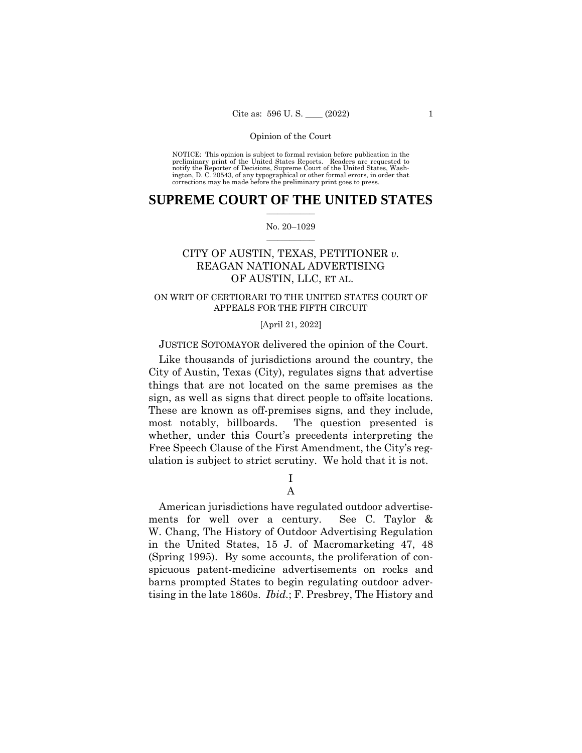Opinion of the Court

NOTICE: This opinion is subject to formal revision before publication in the preliminary print of the United States Reports. Readers are requested to notify the Reporter of Decisions, Supreme Court of the United States, Washington, D. C. 20543, of any typographical or other formal errors, in order that corrections may be made before the preliminary print goes to press.

# SUPREME COURT OF THE UNITED STATES

No. 20–1029

## CITY OF AUSTIN, TEXAS, PETITIONER *v.* REAGAN NATIONAL ADVERTISING OF AUSTIN, LLC, ET AL.

ON WRIT OF CERTIORARI TO THE UNITED STATES COURT OF APPEALS FOR THE FIFTH CIRCUIT

[April 21, 2022]

JUSTICE SOTOMAYOR delivered the opinion of the Court.

Like thousands of jurisdictions around the country, the City of Austin, Texas (City), regulates signs that advertise things that are not located on the same premises as the sign, as well as signs that direct people to offsite locations. These are known as off-premises signs, and they include, most notably, billboards. The question presented is whether, under this Court's precedents interpreting the Free Speech Clause of the First Amendment, the City's regulation is subject to strict scrutiny. We hold that it is not.

## I

### A

American jurisdictions have regulated outdoor advertisements for well over a century. See C. Taylor & W. Chang, The History of Outdoor Advertising Regulation in the United States, 15 J. of Macromarketing 47, 48 (Spring 1995). By some accounts, the proliferation of conspicuous patent-medicine advertisements on rocks and barns prompted States to begin regulating outdoor advertising in the late 1860s. *Ibid.*; F. Presbrey, The History and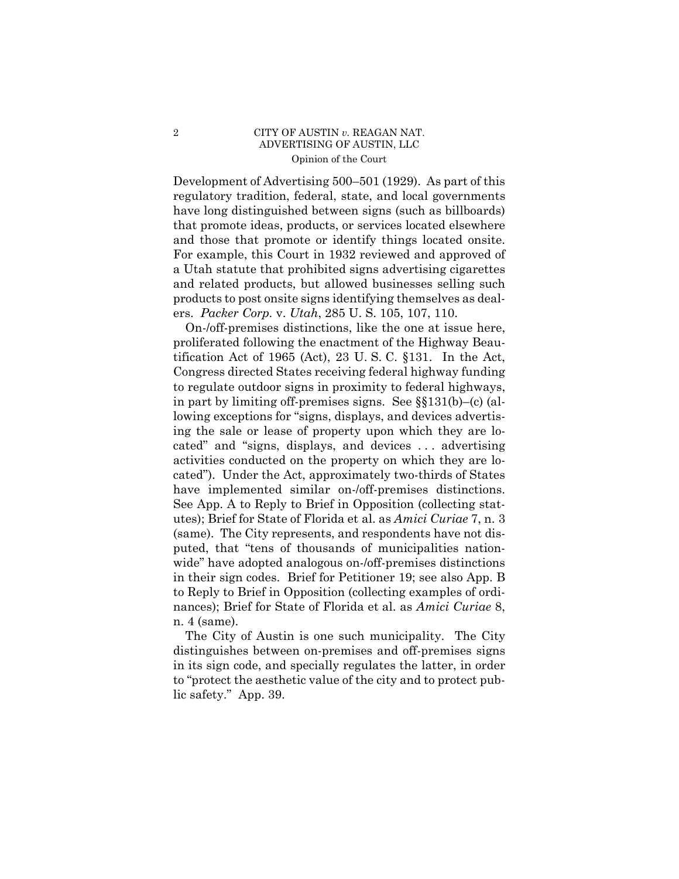Development of Advertising 500–501 (1929). As part of this regulatory tradition, federal, state, and local governments have long distinguished between signs (such as billboards) that promote ideas, products, or services located elsewhere and those that promote or identify things located onsite. For example, this Court in 1932 reviewed and approved of a Utah statute that prohibited signs advertising cigarettes and related products, but allowed businesses selling such products to post onsite signs identifying themselves as dealers. *Packer Corp.* v. *Utah*, 285 U. S. 105, 107, 110.

On-/off-premises distinctions, like the one at issue here, proliferated following the enactment of the Highway Beautification Act of 1965 (Act), 23 U. S. C. §131. In the Act, Congress directed States receiving federal highway funding to regulate outdoor signs in proximity to federal highways, in part by limiting off-premises signs. See §§131(b)–(c) (allowing exceptions for "signs, displays, and devices advertising the sale or lease of property upon which they are located" and "signs, displays, and devices . . . advertising activities conducted on the property on which they are located"). Under the Act, approximately two-thirds of States have implemented similar on-/off-premises distinctions. See App. A to Reply to Brief in Opposition (collecting statutes); Brief for State of Florida et al. as *Amici Curiae* 7, n. 3 (same). The City represents, and respondents have not disputed, that "tens of thousands of municipalities nationwide" have adopted analogous on-/off-premises distinctions in their sign codes. Brief for Petitioner 19; see also App. B to Reply to Brief in Opposition (collecting examples of ordinances); Brief for State of Florida et al. as *Amici Curiae* 8, n. 4 (same).

The City of Austin is one such municipality. The City distinguishes between on-premises and off-premises signs in its sign code, and specially regulates the latter, in order to "protect the aesthetic value of the city and to protect public safety." App. 39.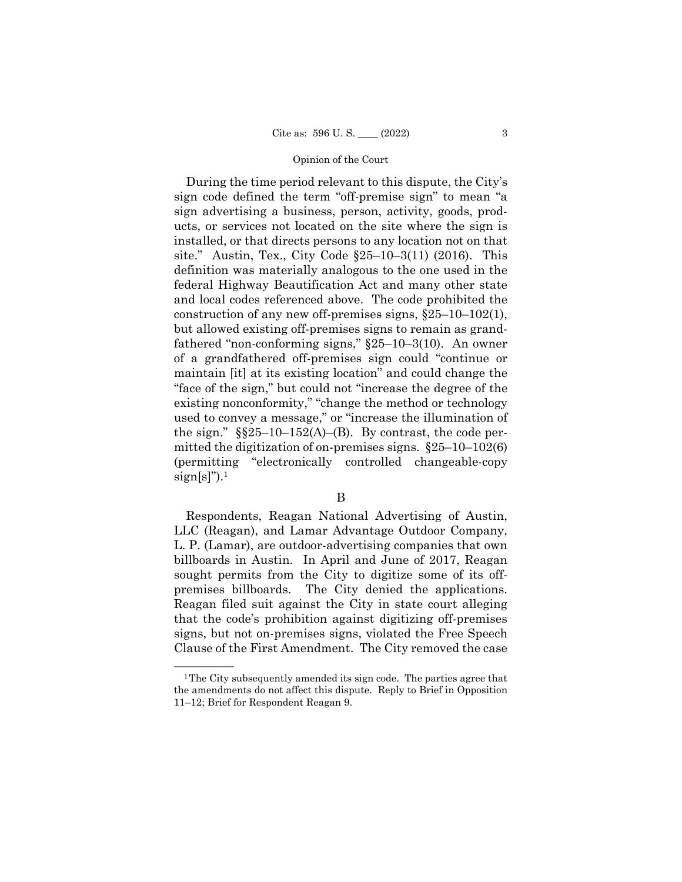During the time period relevant to this dispute, the City's sign code defined the term "off-premise sign" to mean "a sign advertising a business, person, activity, goods, products, or services not located on the site where the sign is installed, or that directs persons to any location not on that site." Austin, Tex., City Code §25–10–3(11) (2016). This definition was materially analogous to the one used in the federal Highway Beautification Act and many other state and local codes referenced above. The code prohibited the construction of any new off-premises signs, §25–10–102(1), but allowed existing off-premises signs to remain as grandfathered "non-conforming signs," §25–10–3(10). An owner of a grandfathered off-premises sign could "continue or maintain [it] at its existing location" and could change the "face of the sign," but could not "increase the degree of the existing nonconformity," "change the method or technology used to convey a message," or "increase the illumination of the sign." §§25–10–152(A)–(B). By contrast, the code permitted the digitization of on-premises signs. §25–10–102(6) (permitting "electronically controlled changeable-copy sign[s]").[1]

## B

Respondents, Reagan National Advertising of Austin, LLC (Reagan), and Lamar Advantage Outdoor Company, L. P. (Lamar), are outdoor-advertising companies that own billboards in Austin. In April and June of 2017, Reagan sought permits from the City to digitize some of its off-premises billboards. The City denied the applications. Reagan filed suit against the City in state court alleging that the code's prohibition against digitizing off-premises signs, but not on-premises signs, violated the Free Speech Clause of the First Amendment. The City removed the case

---

[1] The City subsequently amended its sign code. The parties agree that the amendments do not affect this dispute. Reply to Brief in Opposition 11–12; Brief for Respondent Reagan 9.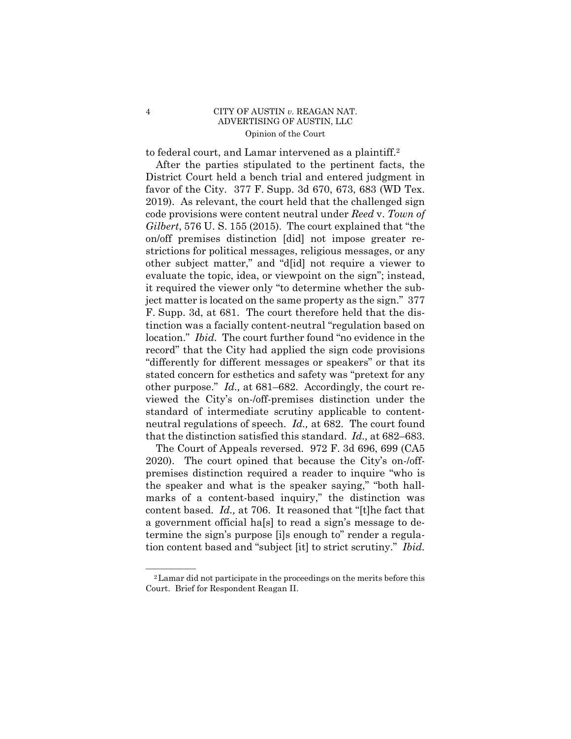to federal court, and Lamar intervened as a plaintiff.[2]

After the parties stipulated to the pertinent facts, the District Court held a bench trial and entered judgment in favor of the City. 377 F. Supp. 3d 670, 673, 683 (WD Tex. 2019). As relevant, the court held that the challenged sign code provisions were content neutral under *Reed* v. *Town of Gilbert*, 576 U. S. 155 (2015). The court explained that "the on/off premises distinction [did] not impose greater restrictions for political messages, religious messages, or any other subject matter," and "d[id] not require a viewer to evaluate the topic, idea, or viewpoint on the sign"; instead, it required the viewer only "to determine whether the subject matter is located on the same property as the sign." 377 F. Supp. 3d, at 681. The court therefore held that the distinction was a facially content-neutral "regulation based on location." *Ibid.* The court further found "no evidence in the record" that the City had applied the sign code provisions "differently for different messages or speakers" or that its stated concern for esthetics and safety was "pretext for any other purpose." *Id.,* at 681–682. Accordingly, the court reviewed the City's on-/off-premises distinction under the standard of intermediate scrutiny applicable to content-neutral regulations of speech. *Id.,* at 682. The court found that the distinction satisfied this standard. *Id.,* at 682–683.

The Court of Appeals reversed. 972 F. 3d 696, 699 (CA5 2020). The court opined that because the City's on-/off-premises distinction required a reader to inquire "who is the speaker and what is the speaker saying," "both hallmarks of a content-based inquiry," the distinction was content based. *Id.,* at 706. It reasoned that "[t]he fact that a government official ha[s] to read a sign's message to determine the sign's purpose [i]s enough to" render a regulation content based and "subject [it] to strict scrutiny." *Ibid.*

---

[2] Lamar did not participate in the proceedings on the merits before this Court. Brief for Respondent Reagan II.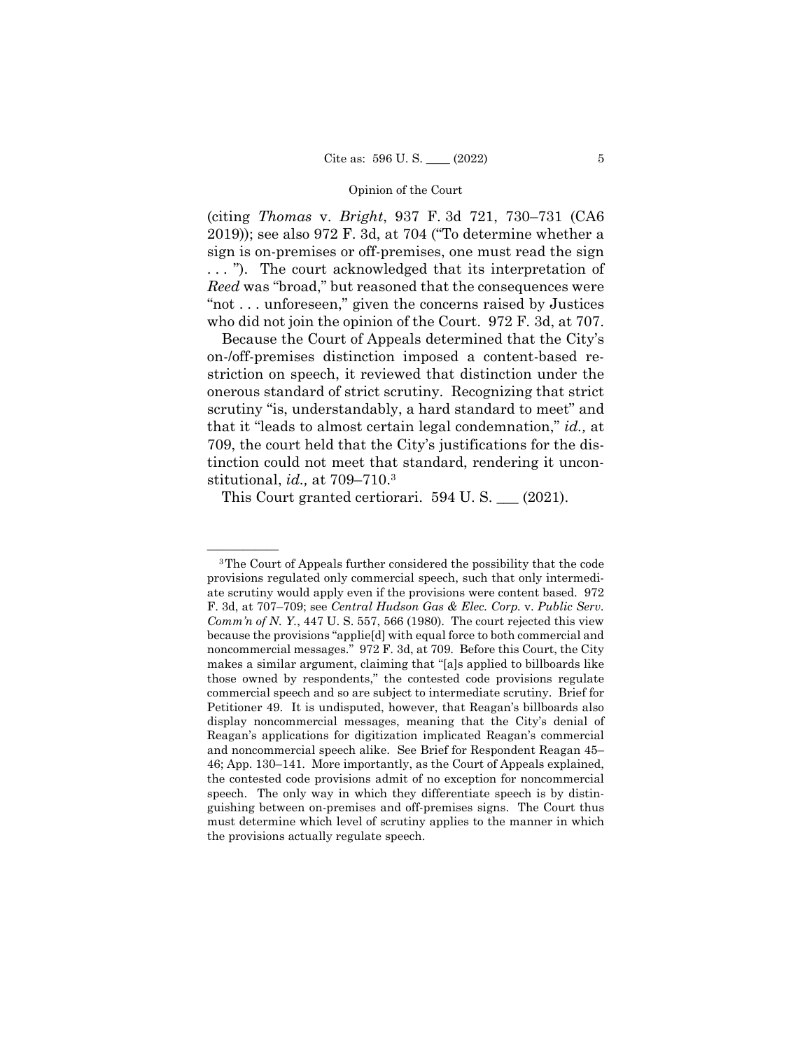(citing *Thomas* v. *Bright*, 937 F. 3d 721, 730–731 (CA6 2019)); see also 972 F. 3d, at 704 ("To determine whether a sign is on-premises or off-premises, one must read the sign . . . "). The court acknowledged that its interpretation of *Reed* was "broad," but reasoned that the consequences were "not . . . unforeseen," given the concerns raised by Justices who did not join the opinion of the Court. 972 F. 3d, at 707.

Because the Court of Appeals determined that the City's on-/off-premises distinction imposed a content-based restriction on speech, it reviewed that distinction under the onerous standard of strict scrutiny. Recognizing that strict scrutiny "is, understandably, a hard standard to meet" and that it "leads to almost certain legal condemnation," *id.,* at 709, the court held that the City's justifications for the distinction could not meet that standard, rendering it unconstitutional, *id.,* at 709–710.[3]

This Court granted certiorari. 594 U. S. ___ (2021).

---

[3] The Court of Appeals further considered the possibility that the code provisions regulated only commercial speech, such that only intermediate scrutiny would apply even if the provisions were content based. 972 F. 3d, at 707–709; see *Central Hudson Gas & Elec. Corp.* v. *Public Serv. Comm'n of N. Y.*, 447 U. S. 557, 566 (1980). The court rejected this view because the provisions "applie[d] with equal force to both commercial and noncommercial messages." 972 F. 3d, at 709. Before this Court, the City makes a similar argument, claiming that "[a]s applied to billboards like those owned by respondents," the contested code provisions regulate commercial speech and so are subject to intermediate scrutiny. Brief for Petitioner 49. It is undisputed, however, that Reagan's billboards also display noncommercial messages, meaning that the City's denial of Reagan's applications for digitization implicated Reagan's commercial and noncommercial speech alike. See Brief for Respondent Reagan 45–46; App. 130–141. More importantly, as the Court of Appeals explained, the contested code provisions admit of no exception for noncommercial speech. The only way in which they differentiate speech is by distinguishing between on-premises and off-premises signs. The Court thus must determine which level of scrutiny applies to the manner in which the provisions actually regulate speech.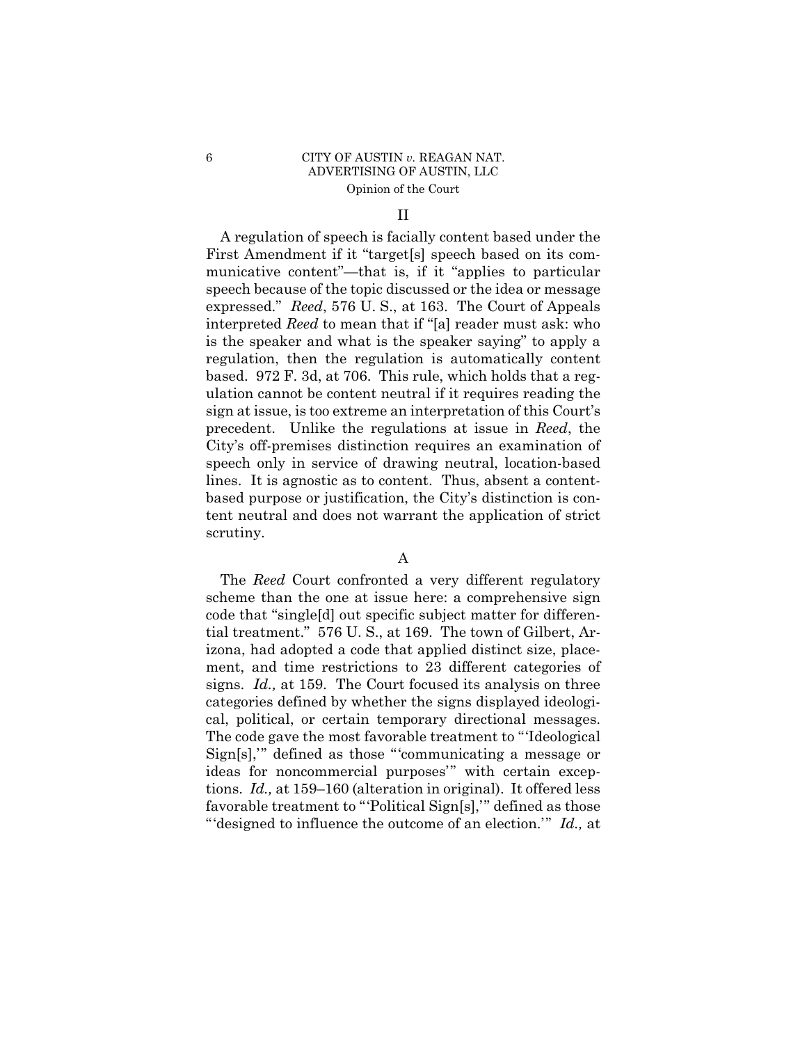## II

A regulation of speech is facially content based under the First Amendment if it "target[s] speech based on its communicative content"—that is, if it "applies to particular speech because of the topic discussed or the idea or message expressed." *Reed*, 576 U. S., at 163. The Court of Appeals interpreted *Reed* to mean that if "[a] reader must ask: who is the speaker and what is the speaker saying" to apply a regulation, then the regulation is automatically content based. 972 F. 3d, at 706. This rule, which holds that a regulation cannot be content neutral if it requires reading the sign at issue, is too extreme an interpretation of this Court's precedent. Unlike the regulations at issue in *Reed*, the City's off-premises distinction requires an examination of speech only in service of drawing neutral, location-based lines. It is agnostic as to content. Thus, absent a content-based purpose or justification, the City's distinction is content neutral and does not warrant the application of strict scrutiny.

### A

The *Reed* Court confronted a very different regulatory scheme than the one at issue here: a comprehensive sign code that "single[d] out specific subject matter for differential treatment." 576 U. S., at 169. The town of Gilbert, Arizona, had adopted a code that applied distinct size, placement, and time restrictions to 23 different categories of signs. *Id.,* at 159. The Court focused its analysis on three categories defined by whether the signs displayed ideological, political, or certain temporary directional messages. The code gave the most favorable treatment to "'Ideological Sign[s],'" defined as those "'communicating a message or ideas for noncommercial purposes'" with certain exceptions. *Id.,* at 159–160 (alteration in original). It offered less favorable treatment to "'Political Sign[s],'" defined as those "'designed to influence the outcome of an election.'" *Id.,* at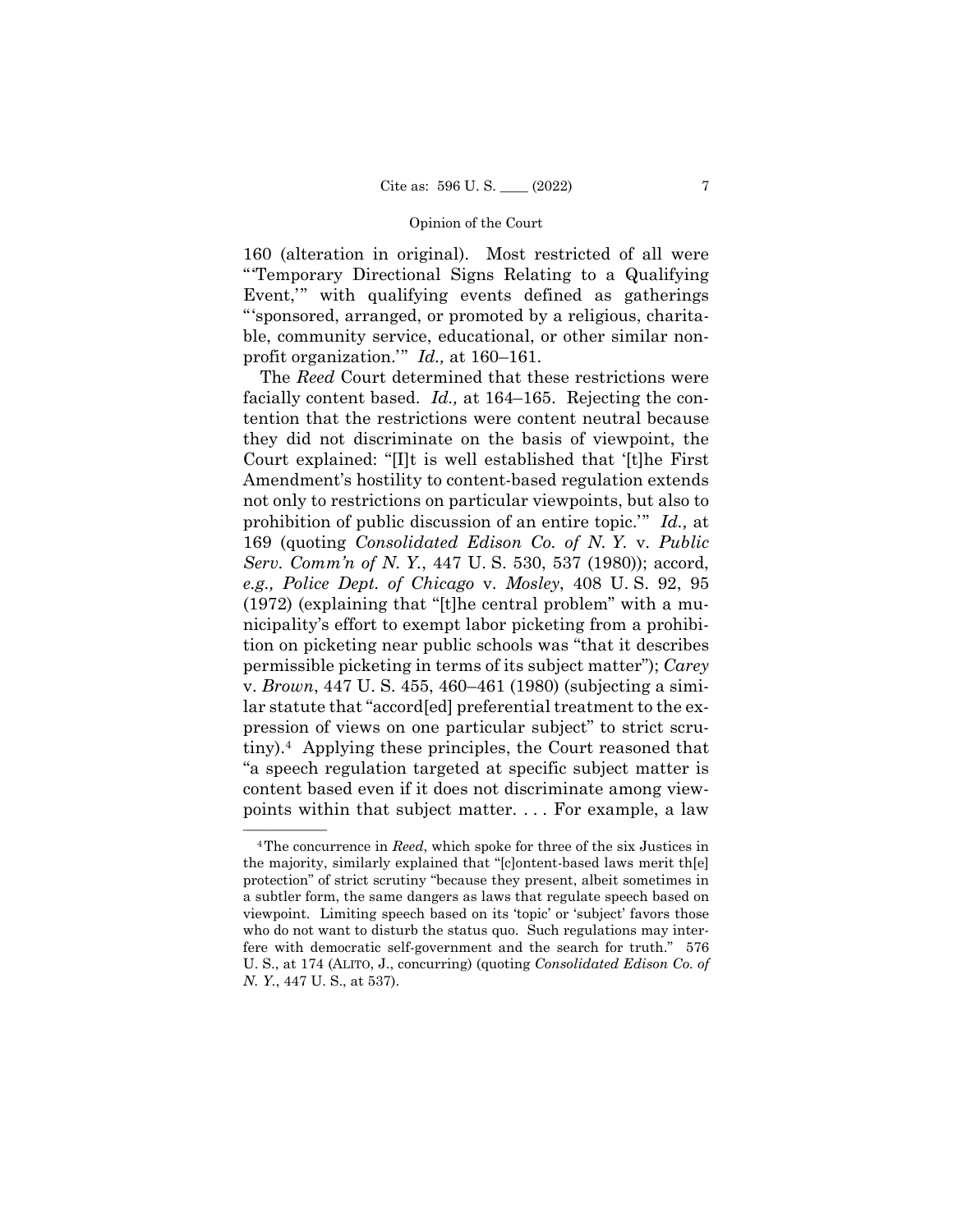160 (alteration in original). Most restricted of all were "'Temporary Directional Signs Relating to a Qualifying Event,'" with qualifying events defined as gatherings "'sponsored, arranged, or promoted by a religious, charitable, community service, educational, or other similar nonprofit organization.'" *Id.,* at 160–161.

The *Reed* Court determined that these restrictions were facially content based. *Id.,* at 164–165. Rejecting the contention that the restrictions were content neutral because they did not discriminate on the basis of viewpoint, the Court explained: "[I]t is well established that '[t]he First Amendment's hostility to content-based regulation extends not only to restrictions on particular viewpoints, but also to prohibition of public discussion of an entire topic.'" *Id.,* at 169 (quoting *Consolidated Edison Co. of N. Y.* v. *Public Serv. Comm'n of N. Y.*, 447 U. S. 530, 537 (1980)); accord, *e.g., Police Dept. of Chicago* v. *Mosley*, 408 U. S. 92, 95 (1972) (explaining that "[t]he central problem" with a municipality's effort to exempt labor picketing from a prohibition on picketing near public schools was "that it describes permissible picketing in terms of its subject matter"); *Carey* v. *Brown*, 447 U. S. 455, 460–461 (1980) (subjecting a similar statute that "accord[ed] preferential treatment to the expression of views on one particular subject" to strict scrutiny).[4] Applying these principles, the Court reasoned that "a speech regulation targeted at specific subject matter is content based even if it does not discriminate among viewpoints within that subject matter. . . . For example, a law

---

[4] The concurrence in *Reed*, which spoke for three of the six Justices in the majority, similarly explained that "[c]ontent-based laws merit th[e] protection" of strict scrutiny "because they present, albeit sometimes in a subtler form, the same dangers as laws that regulate speech based on viewpoint. Limiting speech based on its 'topic' or 'subject' favors those who do not want to disturb the status quo. Such regulations may interfere with democratic self-government and the search for truth." 576 U. S., at 174 (ALITO, J., concurring) (quoting *Consolidated Edison Co. of N. Y.*, 447 U. S., at 537).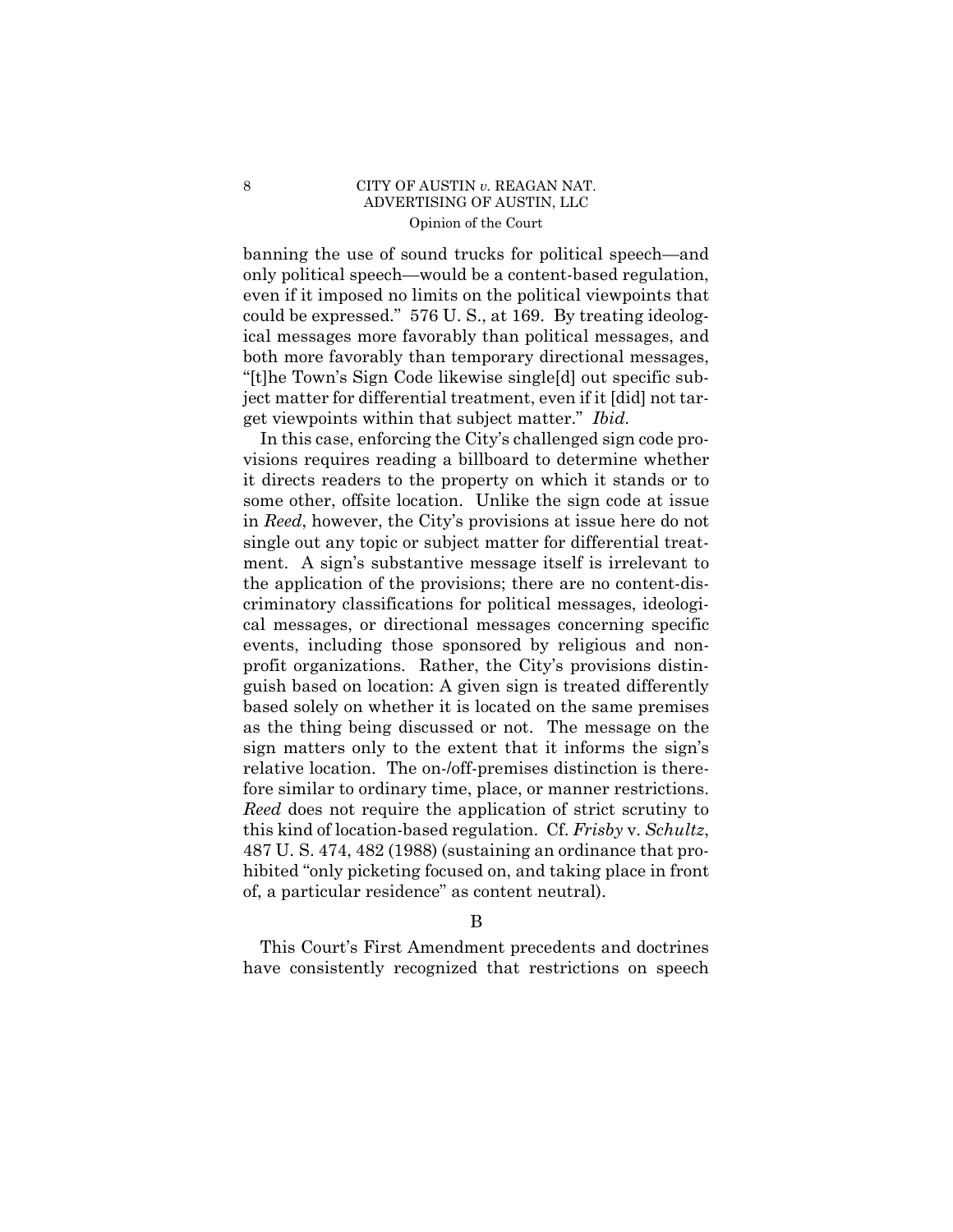banning the use of sound trucks for political speech—and only political speech—would be a content-based regulation, even if it imposed no limits on the political viewpoints that could be expressed." 576 U. S., at 169. By treating ideological messages more favorably than political messages, and both more favorably than temporary directional messages, "[t]he Town's Sign Code likewise single[d] out specific subject matter for differential treatment, even if it [did] not target viewpoints within that subject matter." *Ibid.*

In this case, enforcing the City's challenged sign code provisions requires reading a billboard to determine whether it directs readers to the property on which it stands or to some other, offsite location. Unlike the sign code at issue in *Reed*, however, the City's provisions at issue here do not single out any topic or subject matter for differential treatment. A sign's substantive message itself is irrelevant to the application of the provisions; there are no content-discriminatory classifications for political messages, ideological messages, or directional messages concerning specific events, including those sponsored by religious and nonprofit organizations. Rather, the City's provisions distinguish based on location: A given sign is treated differently based solely on whether it is located on the same premises as the thing being discussed or not. The message on the sign matters only to the extent that it informs the sign's relative location. The on-/off-premises distinction is therefore similar to ordinary time, place, or manner restrictions. *Reed* does not require the application of strict scrutiny to this kind of location-based regulation. Cf. *Frisby* v. *Schultz*, 487 U. S. 474, 482 (1988) (sustaining an ordinance that prohibited "only picketing focused on, and taking place in front of, a particular residence" as content neutral).

## B

This Court's First Amendment precedents and doctrines have consistently recognized that restrictions on speech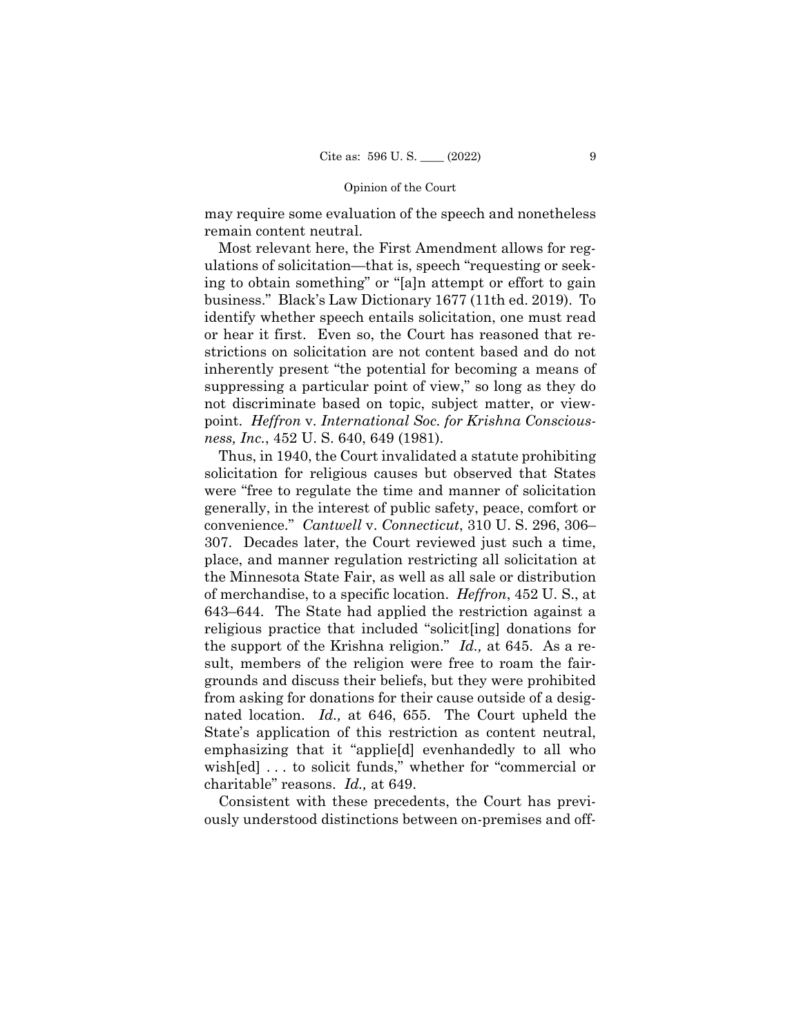may require some evaluation of the speech and nonetheless remain content neutral.

Most relevant here, the First Amendment allows for regulations of solicitation—that is, speech "requesting or seeking to obtain something" or "[a]n attempt or effort to gain business." Black's Law Dictionary 1677 (11th ed. 2019). To identify whether speech entails solicitation, one must read or hear it first. Even so, the Court has reasoned that restrictions on solicitation are not content based and do not inherently present "the potential for becoming a means of suppressing a particular point of view," so long as they do not discriminate based on topic, subject matter, or viewpoint. *Heffron* v. *International Soc. for Krishna Consciousness, Inc.*, 452 U. S. 640, 649 (1981).

Thus, in 1940, the Court invalidated a statute prohibiting solicitation for religious causes but observed that States were "free to regulate the time and manner of solicitation generally, in the interest of public safety, peace, comfort or convenience." *Cantwell* v. *Connecticut*, 310 U. S. 296, 306–307. Decades later, the Court reviewed just such a time, place, and manner regulation restricting all solicitation at the Minnesota State Fair, as well as all sale or distribution of merchandise, to a specific location. *Heffron*, 452 U. S., at 643–644. The State had applied the restriction against a religious practice that included "solicit[ing] donations for the support of the Krishna religion." *Id.,* at 645. As a result, members of the religion were free to roam the fairgrounds and discuss their beliefs, but they were prohibited from asking for donations for their cause outside of a designated location. *Id.,* at 646, 655. The Court upheld the State's application of this restriction as content neutral, emphasizing that it "applie[d] evenhandedly to all who wish[ed] . . . to solicit funds," whether for "commercial or charitable" reasons. *Id.,* at 649.

Consistent with these precedents, the Court has previously understood distinctions between on-premises and off-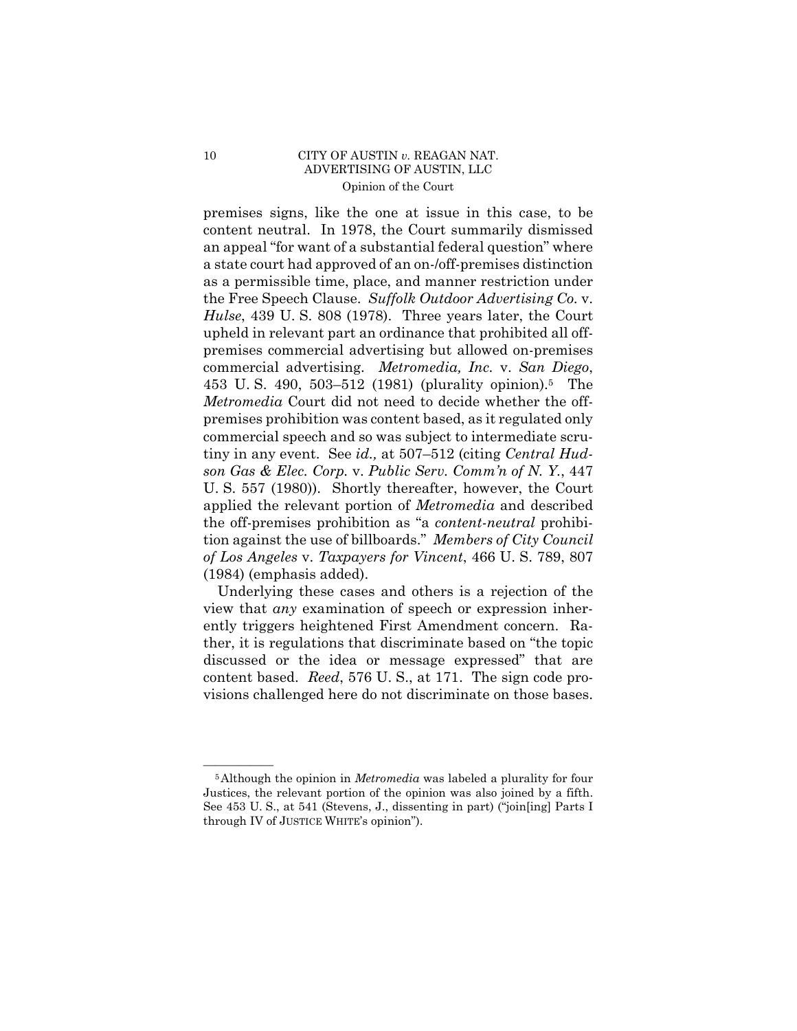premises signs, like the one at issue in this case, to be content neutral. In 1978, the Court summarily dismissed an appeal "for want of a substantial federal question" where a state court had approved of an on-/off-premises distinction as a permissible time, place, and manner restriction under the Free Speech Clause. *Suffolk Outdoor Advertising Co.* v. *Hulse*, 439 U. S. 808 (1978). Three years later, the Court upheld in relevant part an ordinance that prohibited all off-premises commercial advertising but allowed on-premises commercial advertising. *Metromedia, Inc.* v. *San Diego*, 453 U. S. 490, 503–512 (1981) (plurality opinion).[5] The *Metromedia* Court did not need to decide whether the off-premises prohibition was content based, as it regulated only commercial speech and so was subject to intermediate scrutiny in any event. See *id.,* at 507–512 (citing *Central Hudson Gas & Elec. Corp.* v. *Public Serv. Comm'n of N. Y.*, 447 U. S. 557 (1980)). Shortly thereafter, however, the Court applied the relevant portion of *Metromedia* and described the off-premises prohibition as "a *content-neutral* prohibition against the use of billboards." *Members of City Council of Los Angeles* v. *Taxpayers for Vincent*, 466 U. S. 789, 807 (1984) (emphasis added).

Underlying these cases and others is a rejection of the view that *any* examination of speech or expression inherently triggers heightened First Amendment concern. Rather, it is regulations that discriminate based on "the topic discussed or the idea or message expressed" that are content based. *Reed*, 576 U. S., at 171. The sign code provisions challenged here do not discriminate on those bases.

---

[5] Although the opinion in *Metromedia* was labeled a plurality for four Justices, the relevant portion of the opinion was also joined by a fifth. See 453 U. S., at 541 (Stevens, J., dissenting in part) ("join[ing] Parts I through IV of JUSTICE WHITE's opinion").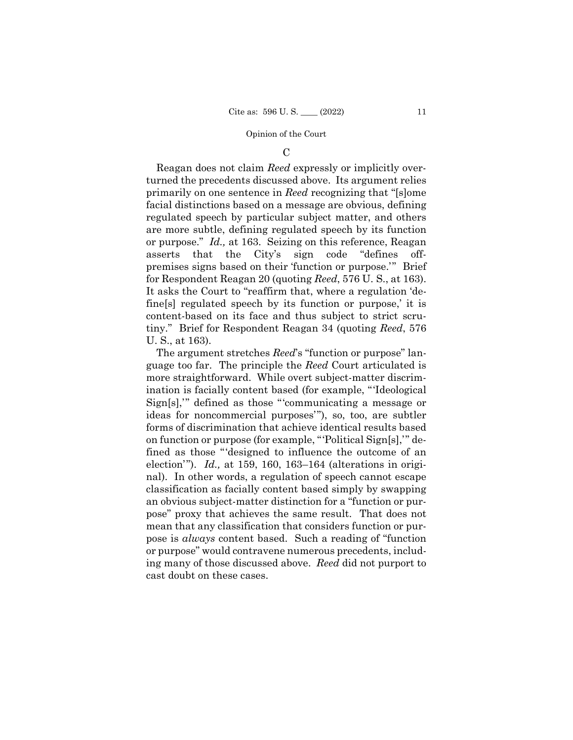### C

Reagan does not claim *Reed* expressly or implicitly overturned the precedents discussed above. Its argument relies primarily on one sentence in *Reed* recognizing that "[s]ome facial distinctions based on a message are obvious, defining regulated speech by particular subject matter, and others are more subtle, defining regulated speech by its function or purpose." *Id.,* at 163. Seizing on this reference, Reagan asserts that the City's sign code "defines off-premises signs based on their 'function or purpose.'" Brief for Respondent Reagan 20 (quoting *Reed*, 576 U. S., at 163). It asks the Court to "reaffirm that, where a regulation 'define[s] regulated speech by its function or purpose,' it is content-based on its face and thus subject to strict scrutiny." Brief for Respondent Reagan 34 (quoting *Reed*, 576 U. S., at 163).

The argument stretches *Reed*'s "function or purpose" language too far. The principle the *Reed* Court articulated is more straightforward. While overt subject-matter discrimination is facially content based (for example, "'Ideological Sign[s],'" defined as those "'communicating a message or ideas for noncommercial purposes'"), so, too, are subtler forms of discrimination that achieve identical results based on function or purpose (for example, "'Political Sign[s],'" defined as those "'designed to influence the outcome of an election'"). *Id.,* at 159, 160, 163–164 (alterations in original). In other words, a regulation of speech cannot escape classification as facially content based simply by swapping an obvious subject-matter distinction for a "function or purpose" proxy that achieves the same result. That does not mean that any classification that considers function or purpose is *always* content based. Such a reading of "function or purpose" would contravene numerous precedents, including many of those discussed above. *Reed* did not purport to cast doubt on these cases.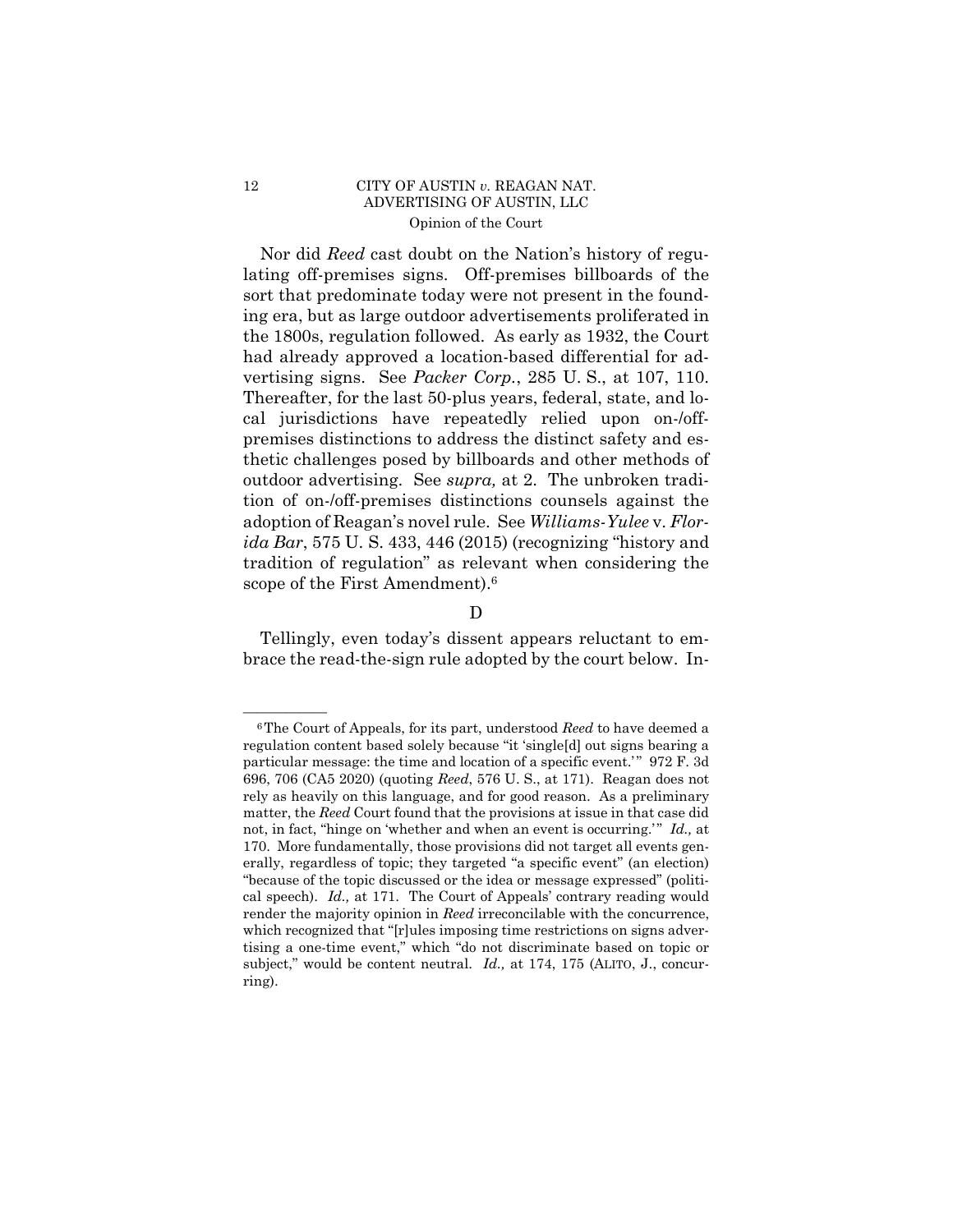Nor did *Reed* cast doubt on the Nation's history of regulating off-premises signs. Off-premises billboards of the sort that predominate today were not present in the founding era, but as large outdoor advertisements proliferated in the 1800s, regulation followed. As early as 1932, the Court had already approved a location-based differential for advertising signs. See *Packer Corp.*, 285 U. S., at 107, 110. Thereafter, for the last 50-plus years, federal, state, and local jurisdictions have repeatedly relied upon on-/off-premises distinctions to address the distinct safety and esthetic challenges posed by billboards and other methods of outdoor advertising. See *supra,* at 2. The unbroken tradition of on-/off-premises distinctions counsels against the adoption of Reagan's novel rule. See *Williams-Yulee* v. *Florida Bar*, 575 U. S. 433, 446 (2015) (recognizing "history and tradition of regulation" as relevant when considering the scope of the First Amendment).[6]

## D

Tellingly, even today's dissent appears reluctant to embrace the read-the-sign rule adopted by the court below. In-

---

[6] The Court of Appeals, for its part, understood *Reed* to have deemed a regulation content based solely because "it 'single[d] out signs bearing a particular message: the time and location of a specific event.'" 972 F. 3d 696, 706 (CA5 2020) (quoting *Reed*, 576 U. S., at 171). Reagan does not rely as heavily on this language, and for good reason. As a preliminary matter, the *Reed* Court found that the provisions at issue in that case did not, in fact, "hinge on 'whether and when an event is occurring.'" *Id.,* at 170. More fundamentally, those provisions did not target all events generally, regardless of topic; they targeted "a specific event" (an election) "because of the topic discussed or the idea or message expressed" (political speech). *Id.,* at 171. The Court of Appeals' contrary reading would render the majority opinion in *Reed* irreconcilable with the concurrence, which recognized that "[r]ules imposing time restrictions on signs advertising a one-time event," which "do not discriminate based on topic or subject," would be content neutral. *Id.,* at 174, 175 (ALITO, J., concurring).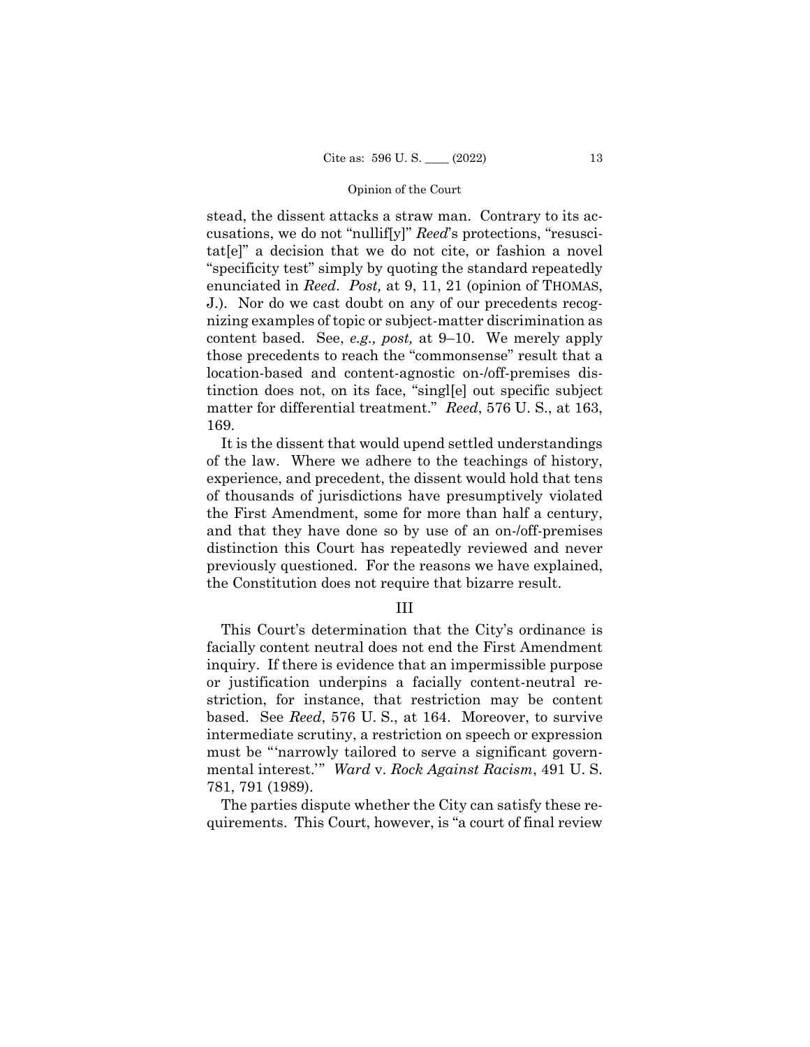stead, the dissent attacks a straw man. Contrary to its accusations, we do not "nullif[y]" *Reed*'s protections, "resuscitat[e]" a decision that we do not cite, or fashion a novel "specificity test" simply by quoting the standard repeatedly enunciated in *Reed*. *Post,* at 9, 11, 21 (opinion of THOMAS, J.). Nor do we cast doubt on any of our precedents recognizing examples of topic or subject-matter discrimination as content based. See, *e.g., post,* at 9–10. We merely apply those precedents to reach the "commonsense" result that a location-based and content-agnostic on-/off-premises distinction does not, on its face, "singl[e] out specific subject matter for differential treatment." *Reed*, 576 U. S., at 163, 169.

It is the dissent that would upend settled understandings of the law. Where we adhere to the teachings of history, experience, and precedent, the dissent would hold that tens of thousands of jurisdictions have presumptively violated the First Amendment, some for more than half a century, and that they have done so by use of an on-/off-premises distinction this Court has repeatedly reviewed and never previously questioned. For the reasons we have explained, the Constitution does not require that bizarre result.

## III

This Court's determination that the City's ordinance is facially content neutral does not end the First Amendment inquiry. If there is evidence that an impermissible purpose or justification underpins a facially content-neutral restriction, for instance, that restriction may be content based. See *Reed*, 576 U. S., at 164. Moreover, to survive intermediate scrutiny, a restriction on speech or expression must be "'narrowly tailored to serve a significant governmental interest.'" *Ward* v. *Rock Against Racism*, 491 U. S. 781, 791 (1989).

The parties dispute whether the City can satisfy these requirements. This Court, however, is "a court of final review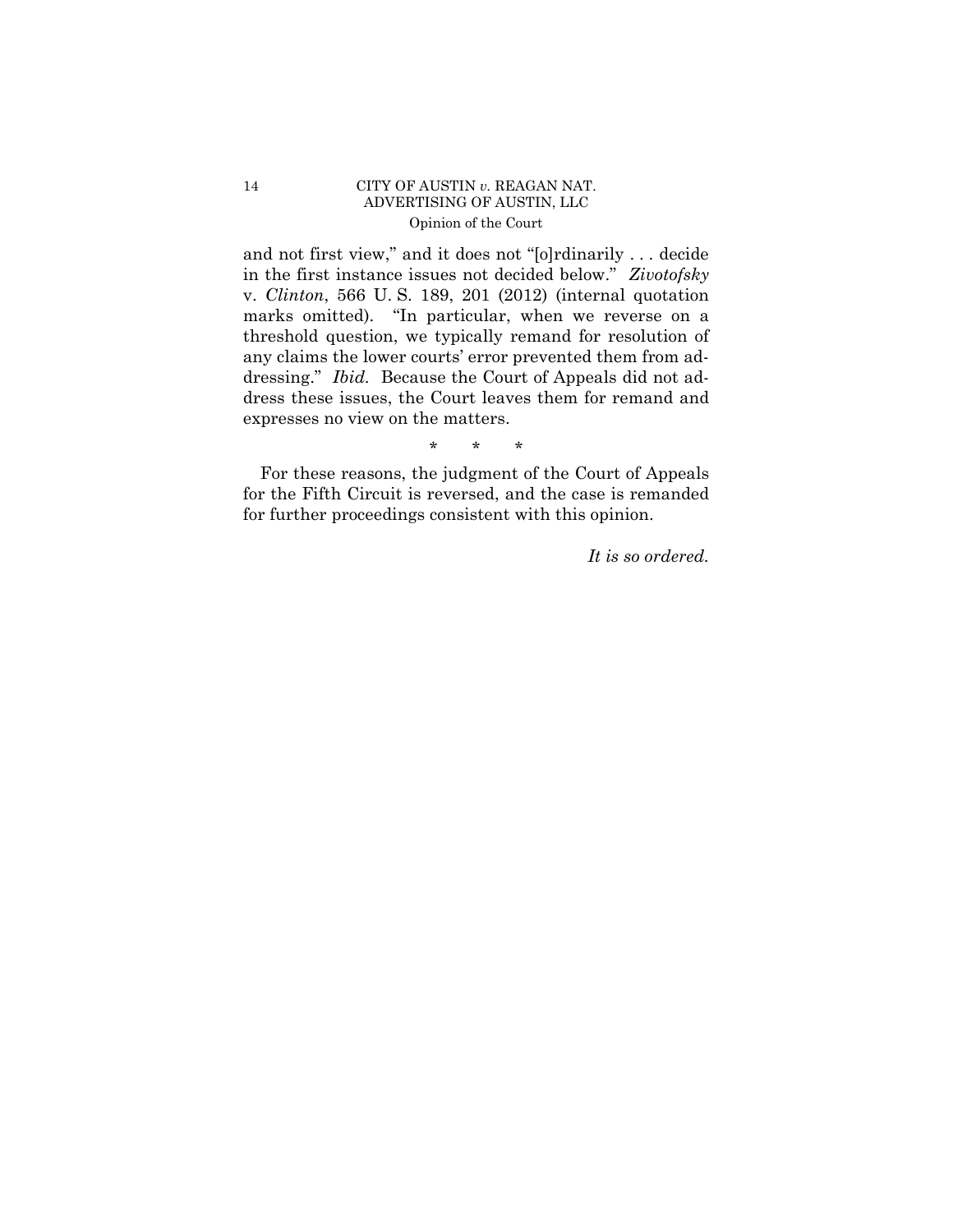and not first view," and it does not "[o]rdinarily . . . decide in the first instance issues not decided below." *Zivotofsky* v. *Clinton*, 566 U. S. 189, 201 (2012) (internal quotation marks omitted). "In particular, when we reverse on a threshold question, we typically remand for resolution of any claims the lower courts' error prevented them from addressing." *Ibid.* Because the Court of Appeals did not address these issues, the Court leaves them for remand and expresses no view on the matters.

\* \* \*

For these reasons, the judgment of the Court of Appeals for the Fifth Circuit is reversed, and the case is remanded for further proceedings consistent with this opinion.

*It is so ordered.*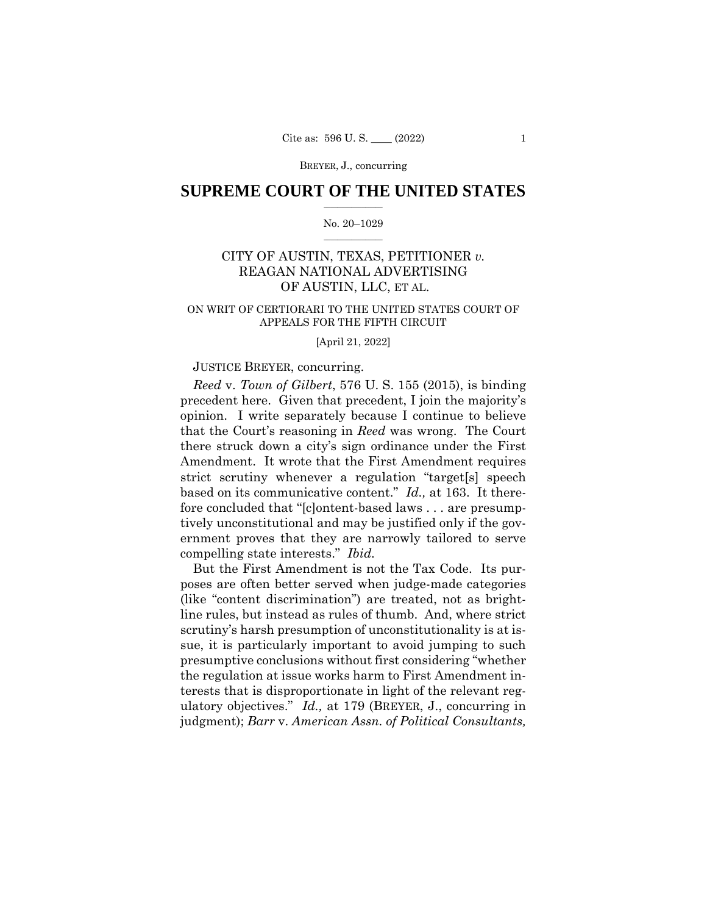# SUPREME COURT OF THE UNITED STATES

No. 20–1029

CITY OF AUSTIN, TEXAS, PETITIONER *v.* REAGAN NATIONAL ADVERTISING OF AUSTIN, LLC, ET AL.

ON WRIT OF CERTIORARI TO THE UNITED STATES COURT OF APPEALS FOR THE FIFTH CIRCUIT

[April 21, 2022]

JUSTICE BREYER, concurring.

*Reed* v. *Town of Gilbert*, 576 U. S. 155 (2015), is binding precedent here. Given that precedent, I join the majority's opinion. I write separately because I continue to believe that the Court's reasoning in *Reed* was wrong. The Court there struck down a city's sign ordinance under the First Amendment. It wrote that the First Amendment requires strict scrutiny whenever a regulation "target[s] speech based on its communicative content." *Id.,* at 163. It therefore concluded that "[c]ontent-based laws . . . are presumptively unconstitutional and may be justified only if the government proves that they are narrowly tailored to serve compelling state interests." *Ibid.*

But the First Amendment is not the Tax Code. Its purposes are often better served when judge-made categories (like "content discrimination") are treated, not as bright-line rules, but instead as rules of thumb. And, where strict scrutiny's harsh presumption of unconstitutionality is at issue, it is particularly important to avoid jumping to such presumptive conclusions without first considering "whether the regulation at issue works harm to First Amendment interests that is disproportionate in light of the relevant regulatory objectives." *Id.,* at 179 (BREYER, J., concurring in judgment); *Barr* v. *American Assn. of Political Consultants,*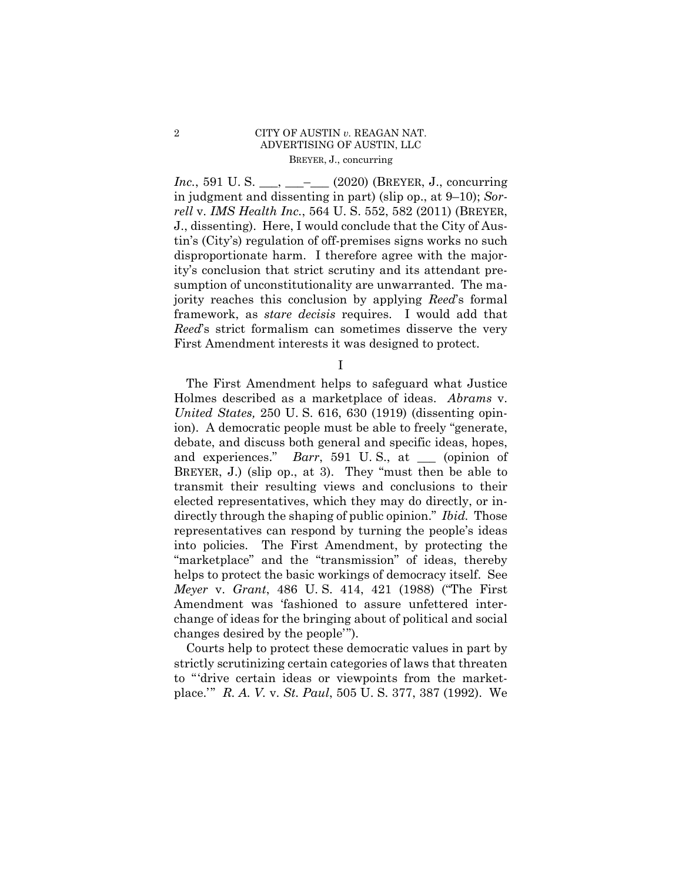*Inc.*, 591 U. S. \_\_\_, \_\_\_–\_\_\_ (2020) (BREYER, J., concurring in judgment and dissenting in part) (slip op., at 9–10); *Sorrell* v. *IMS Health Inc.*, 564 U. S. 552, 582 (2011) (BREYER, J., dissenting). Here, I would conclude that the City of Austin's (City's) regulation of off-premises signs works no such disproportionate harm. I therefore agree with the majority's conclusion that strict scrutiny and its attendant presumption of unconstitutionality are unwarranted. The majority reaches this conclusion by applying *Reed*'s formal framework, as *stare decisis* requires. I would add that *Reed*'s strict formalism can sometimes disserve the very First Amendment interests it was designed to protect.

I

The First Amendment helps to safeguard what Justice Holmes described as a marketplace of ideas. *Abrams* v. *United States,* 250 U. S. 616, 630 (1919) (dissenting opinion). A democratic people must be able to freely "generate, debate, and discuss both general and specific ideas, hopes, and experiences." *Barr*, 591 U. S., at \_\_\_ (opinion of BREYER, J.) (slip op., at 3). They "must then be able to transmit their resulting views and conclusions to their elected representatives, which they may do directly, or indirectly through the shaping of public opinion." *Ibid.* Those representatives can respond by turning the people's ideas into policies. The First Amendment, by protecting the "marketplace" and the "transmission" of ideas, thereby helps to protect the basic workings of democracy itself. See *Meyer* v. *Grant*, 486 U. S. 414, 421 (1988) ("The First Amendment was 'fashioned to assure unfettered interchange of ideas for the bringing about of political and social changes desired by the people'").

Courts help to protect these democratic values in part by strictly scrutinizing certain categories of laws that threaten to "'drive certain ideas or viewpoints from the marketplace.'" *R. A. V.* v. *St. Paul*, 505 U. S. 377, 387 (1992). We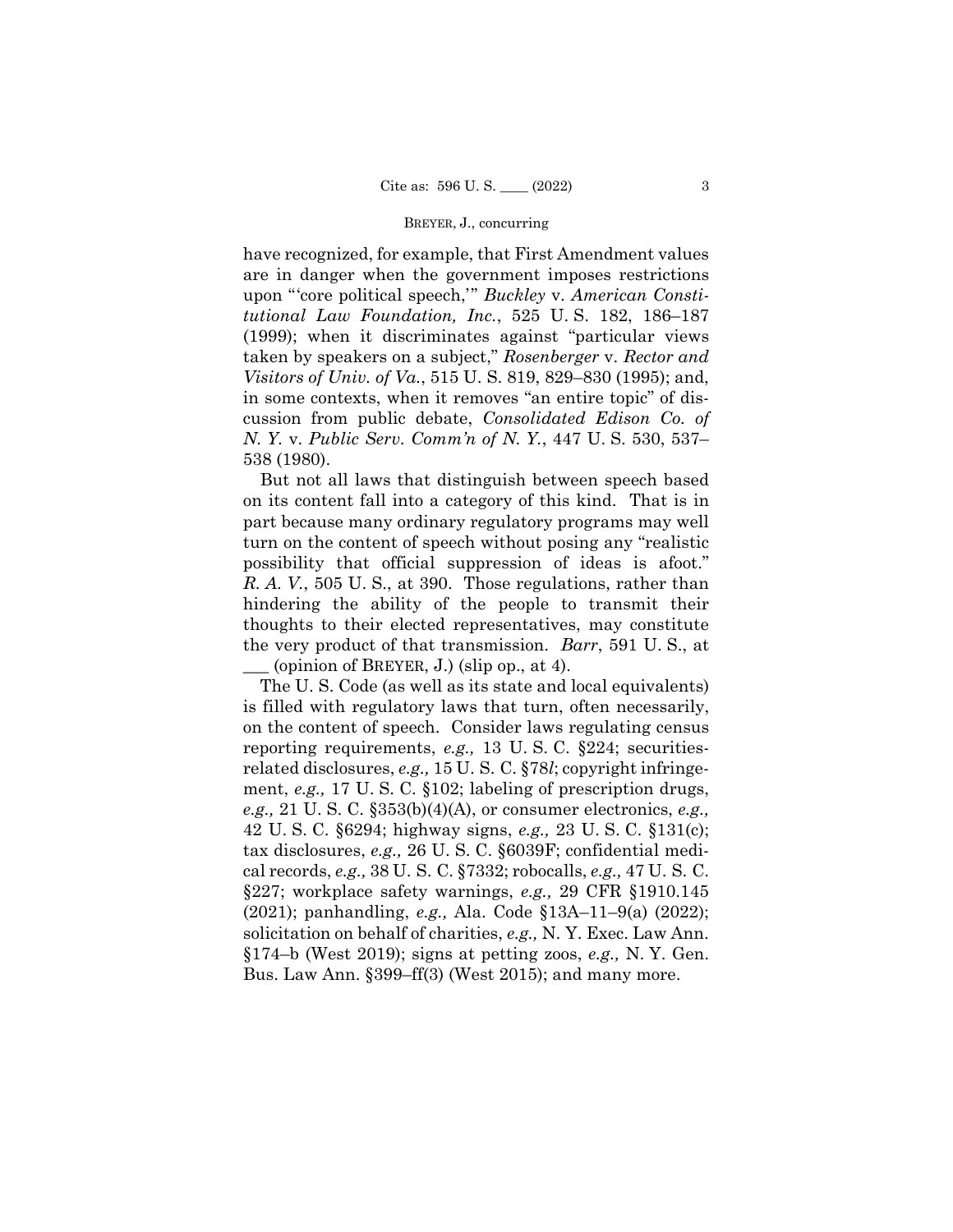have recognized, for example, that First Amendment values are in danger when the government imposes restrictions upon "'core political speech,'" *Buckley* v. *American Constitutional Law Foundation, Inc.*, 525 U. S. 182, 186–187 (1999); when it discriminates against "particular views taken by speakers on a subject," *Rosenberger* v. *Rector and Visitors of Univ. of Va.*, 515 U. S. 819, 829–830 (1995); and, in some contexts, when it removes "an entire topic" of discussion from public debate, *Consolidated Edison Co. of N. Y.* v. *Public Serv. Comm'n of N. Y.*, 447 U. S. 530, 537–538 (1980).

But not all laws that distinguish between speech based on its content fall into a category of this kind. That is in part because many ordinary regulatory programs may well turn on the content of speech without posing any "realistic possibility that official suppression of ideas is afoot." *R. A. V.*, 505 U. S., at 390. Those regulations, rather than hindering the ability of the people to transmit their thoughts to their elected representatives, may constitute the very product of that transmission. *Barr*, 591 U. S., at ___ (opinion of BREYER, J.) (slip op., at 4).

The U. S. Code (as well as its state and local equivalents) is filled with regulatory laws that turn, often necessarily, on the content of speech. Consider laws regulating census reporting requirements, *e.g.,* 13 U. S. C. §224; securities-related disclosures, *e.g.,* 15 U. S. C. §78*l*; copyright infringement, *e.g.,* 17 U. S. C. §102; labeling of prescription drugs, *e.g.,* 21 U. S. C. §353(b)(4)(A), or consumer electronics, *e.g.,* 42 U. S. C. §6294; highway signs, *e.g.,* 23 U. S. C. §131(c); tax disclosures, *e.g.,* 26 U. S. C. §6039F; confidential medical records, *e.g.,* 38 U. S. C. §7332; robocalls, *e.g.,* 47 U. S. C. §227; workplace safety warnings, *e.g.,* 29 CFR §1910.145 (2021); panhandling, *e.g.,* Ala. Code §13A–11–9(a) (2022); solicitation on behalf of charities, *e.g.,* N. Y. Exec. Law Ann. §174–b (West 2019); signs at petting zoos, *e.g.,* N. Y. Gen. Bus. Law Ann. §399–ff(3) (West 2015); and many more.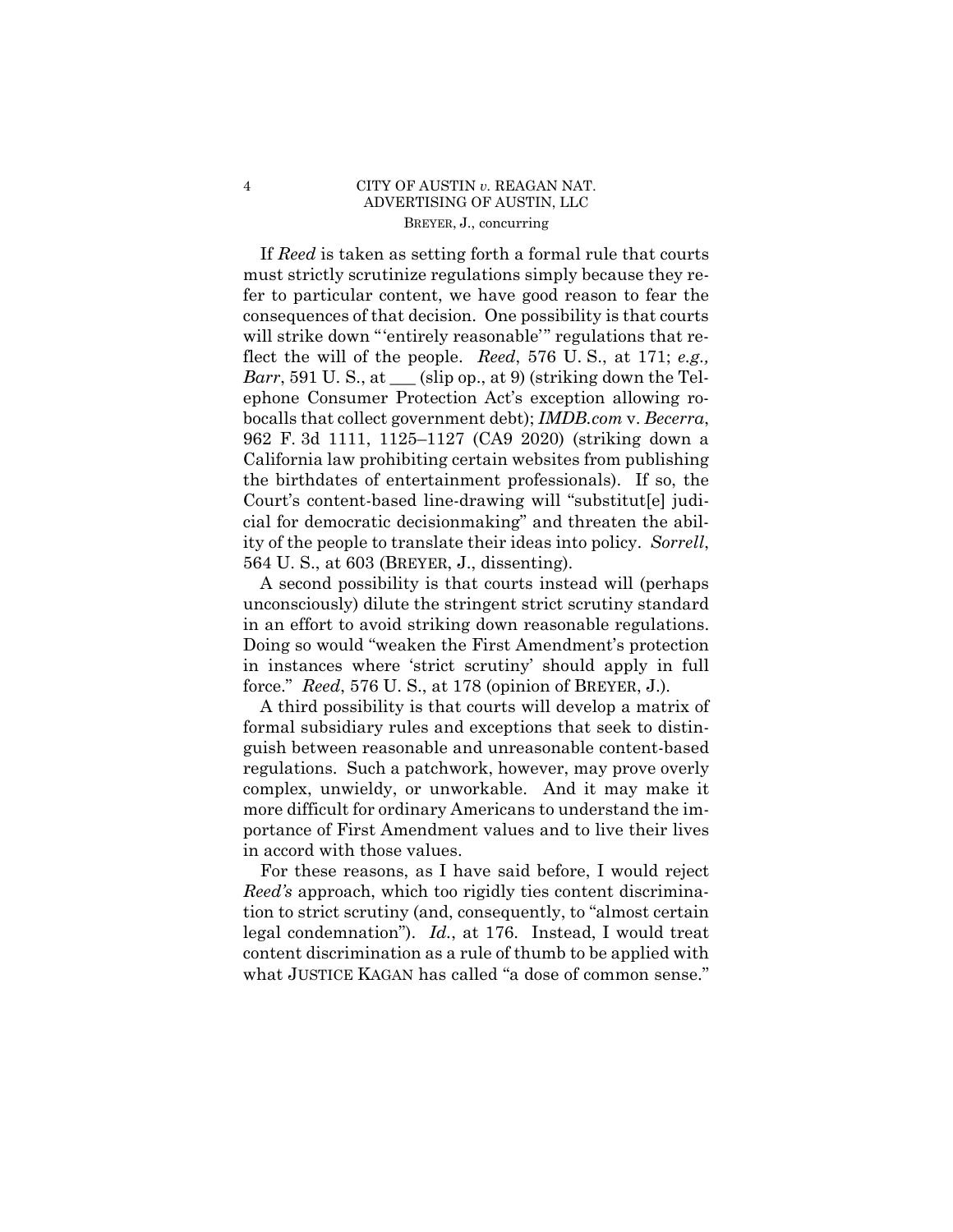If *Reed* is taken as setting forth a formal rule that courts must strictly scrutinize regulations simply because they refer to particular content, we have good reason to fear the consequences of that decision. One possibility is that courts will strike down "'entirely reasonable'" regulations that reflect the will of the people. *Reed*, 576 U. S., at 171; *e.g., Barr*, 591 U. S., at \_\_\_ (slip op., at 9) (striking down the Telephone Consumer Protection Act's exception allowing robocalls that collect government debt); *IMDB.com* v. *Becerra*, 962 F. 3d 1111, 1125–1127 (CA9 2020) (striking down a California law prohibiting certain websites from publishing the birthdates of entertainment professionals). If so, the Court's content-based line-drawing will "substitut[e] judicial for democratic decisionmaking" and threaten the ability of the people to translate their ideas into policy. *Sorrell*, 564 U. S., at 603 (BREYER, J., dissenting).

A second possibility is that courts instead will (perhaps unconsciously) dilute the stringent strict scrutiny standard in an effort to avoid striking down reasonable regulations. Doing so would "weaken the First Amendment's protection in instances where 'strict scrutiny' should apply in full force." *Reed*, 576 U. S., at 178 (opinion of BREYER, J.).

A third possibility is that courts will develop a matrix of formal subsidiary rules and exceptions that seek to distinguish between reasonable and unreasonable content-based regulations. Such a patchwork, however, may prove overly complex, unwieldy, or unworkable. And it may make it more difficult for ordinary Americans to understand the importance of First Amendment values and to live their lives in accord with those values.

For these reasons, as I have said before, I would reject *Reed's* approach, which too rigidly ties content discrimination to strict scrutiny (and, consequently, to "almost certain legal condemnation"). *Id.*, at 176. Instead, I would treat content discrimination as a rule of thumb to be applied with what JUSTICE KAGAN has called "a dose of common sense."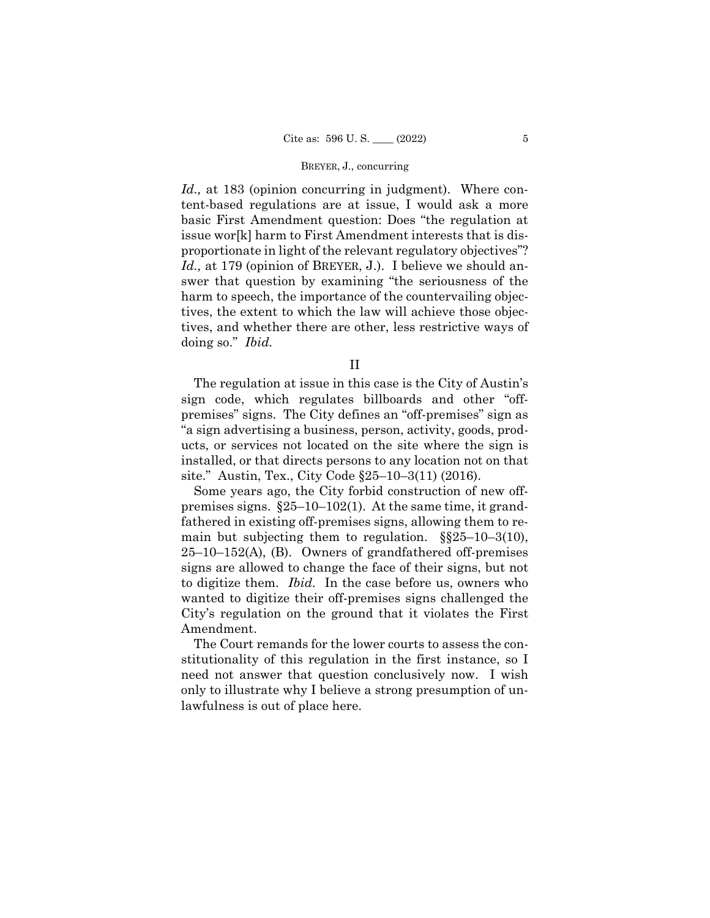*Id.,* at 183 (opinion concurring in judgment). Where content-based regulations are at issue, I would ask a more basic First Amendment question: Does "the regulation at issue wor[k] harm to First Amendment interests that is disproportionate in light of the relevant regulatory objectives"? *Id.,* at 179 (opinion of BREYER, J.). I believe we should answer that question by examining "the seriousness of the harm to speech, the importance of the countervailing objectives, the extent to which the law will achieve those objectives, and whether there are other, less restrictive ways of doing so." *Ibid.*

## II

The regulation at issue in this case is the City of Austin's sign code, which regulates billboards and other "off-premises" signs. The City defines an "off-premises" sign as "a sign advertising a business, person, activity, goods, products, or services not located on the site where the sign is installed, or that directs persons to any location not on that site." Austin, Tex., City Code §25–10–3(11) (2016).

Some years ago, the City forbid construction of new off-premises signs. §25–10–102(1). At the same time, it grandfathered in existing off-premises signs, allowing them to remain but subjecting them to regulation. §§25–10–3(10), 25–10–152(A), (B). Owners of grandfathered off-premises signs are allowed to change the face of their signs, but not to digitize them. *Ibid.* In the case before us, owners who wanted to digitize their off-premises signs challenged the City's regulation on the ground that it violates the First Amendment.

The Court remands for the lower courts to assess the constitutionality of this regulation in the first instance, so I need not answer that question conclusively now. I wish only to illustrate why I believe a strong presumption of unlawfulness is out of place here.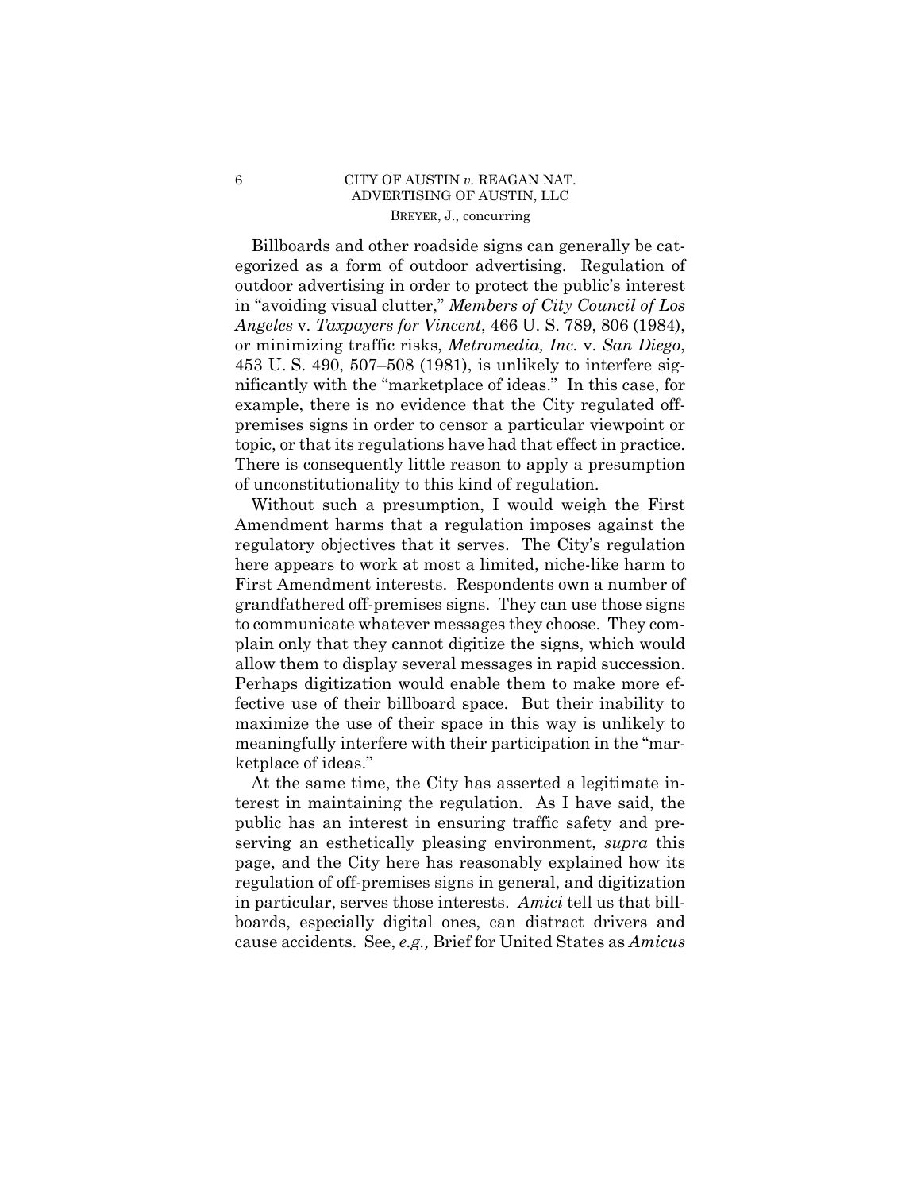Billboards and other roadside signs can generally be categorized as a form of outdoor advertising. Regulation of outdoor advertising in order to protect the public's interest in "avoiding visual clutter," *Members of City Council of Los Angeles* v. *Taxpayers for Vincent*, 466 U. S. 789, 806 (1984), or minimizing traffic risks, *Metromedia, Inc.* v. *San Diego*, 453 U. S. 490, 507–508 (1981), is unlikely to interfere significantly with the "marketplace of ideas." In this case, for example, there is no evidence that the City regulated off-premises signs in order to censor a particular viewpoint or topic, or that its regulations have had that effect in practice. There is consequently little reason to apply a presumption of unconstitutionality to this kind of regulation.

Without such a presumption, I would weigh the First Amendment harms that a regulation imposes against the regulatory objectives that it serves. The City's regulation here appears to work at most a limited, niche-like harm to First Amendment interests. Respondents own a number of grandfathered off-premises signs. They can use those signs to communicate whatever messages they choose. They complain only that they cannot digitize the signs, which would allow them to display several messages in rapid succession. Perhaps digitization would enable them to make more effective use of their billboard space. But their inability to maximize the use of their space in this way is unlikely to meaningfully interfere with their participation in the "marketplace of ideas."

At the same time, the City has asserted a legitimate interest in maintaining the regulation. As I have said, the public has an interest in ensuring traffic safety and preserving an esthetically pleasing environment, *supra* this page, and the City here has reasonably explained how its regulation of off-premises signs in general, and digitization in particular, serves those interests. *Amici* tell us that billboards, especially digital ones, can distract drivers and cause accidents. See, *e.g.,* Brief for United States as *Amicus*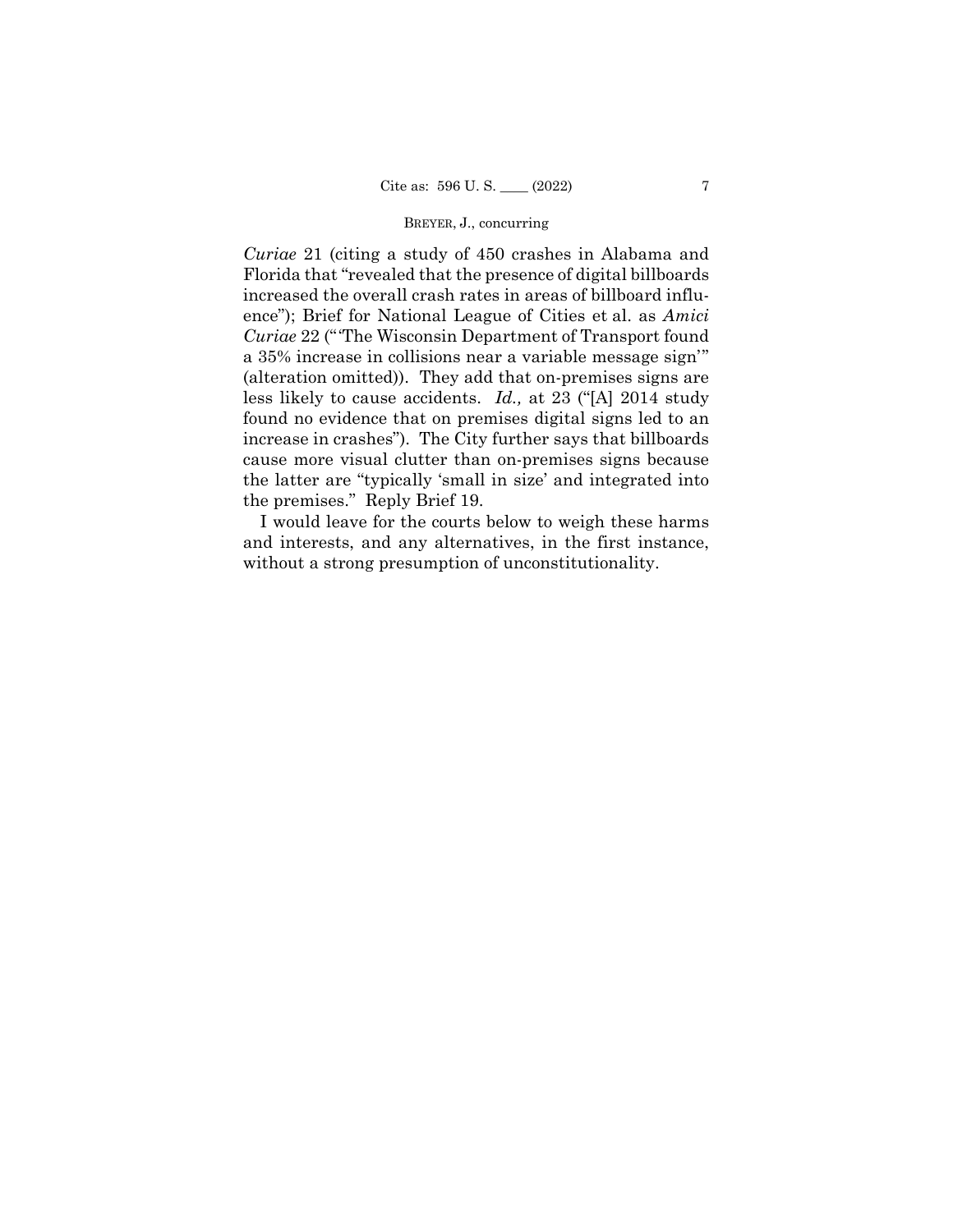*Curiae* 21 (citing a study of 450 crashes in Alabama and Florida that "revealed that the presence of digital billboards increased the overall crash rates in areas of billboard influence"); Brief for National League of Cities et al. as *Amici Curiae* 22 ("'The Wisconsin Department of Transport found a 35% increase in collisions near a variable message sign'" (alteration omitted)). They add that on-premises signs are less likely to cause accidents. *Id.,* at 23 ("[A] 2014 study found no evidence that on premises digital signs led to an increase in crashes"). The City further says that billboards cause more visual clutter than on-premises signs because the latter are "typically 'small in size' and integrated into the premises." Reply Brief 19.

I would leave for the courts below to weigh these harms and interests, and any alternatives, in the first instance, without a strong presumption of unconstitutionality.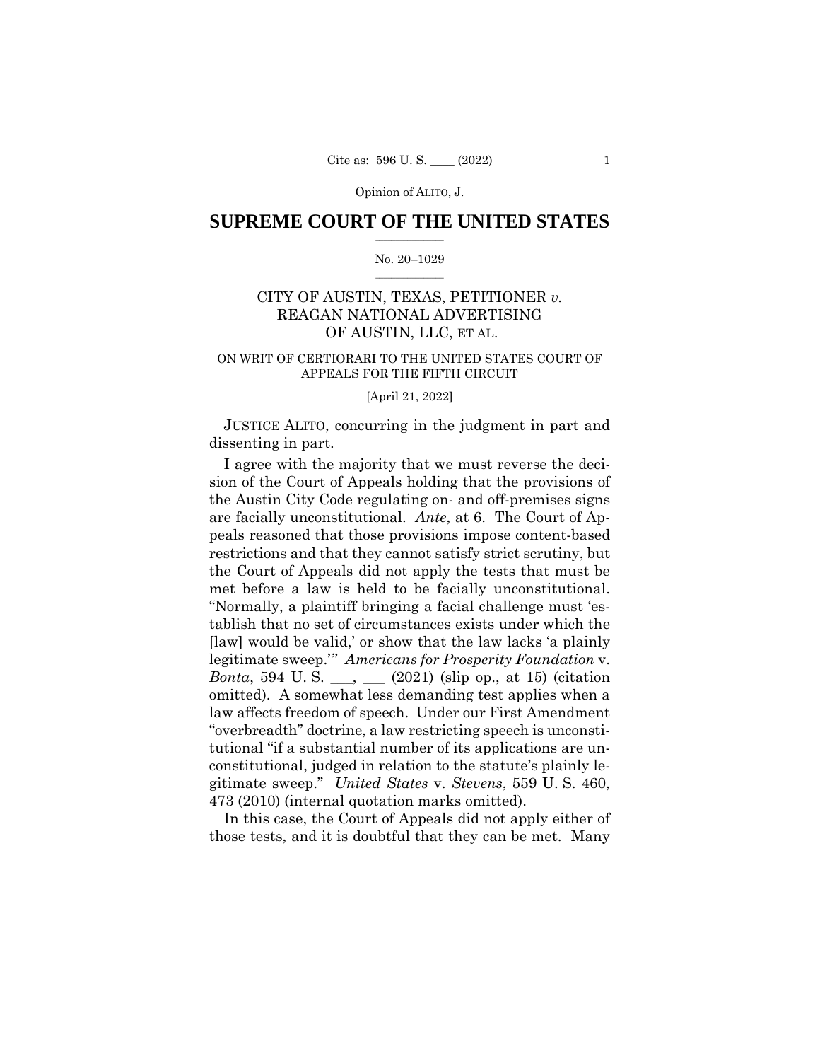# SUPREME COURT OF THE UNITED STATES

No. 20–1029

CITY OF AUSTIN, TEXAS, PETITIONER *v.* REAGAN NATIONAL ADVERTISING OF AUSTIN, LLC, ET AL.

ON WRIT OF CERTIORARI TO THE UNITED STATES COURT OF APPEALS FOR THE FIFTH CIRCUIT

[April 21, 2022]

JUSTICE ALITO, concurring in the judgment in part and dissenting in part.

I agree with the majority that we must reverse the decision of the Court of Appeals holding that the provisions of the Austin City Code regulating on- and off-premises signs are facially unconstitutional. *Ante*, at 6. The Court of Appeals reasoned that those provisions impose content-based restrictions and that they cannot satisfy strict scrutiny, but the Court of Appeals did not apply the tests that must be met before a law is held to be facially unconstitutional. "Normally, a plaintiff bringing a facial challenge must 'establish that no set of circumstances exists under which the [law] would be valid,' or show that the law lacks 'a plainly legitimate sweep.'" *Americans for Prosperity Foundation* v. *Bonta*, 594 U. S. \_\_\_, \_\_\_ (2021) (slip op., at 15) (citation omitted). A somewhat less demanding test applies when a law affects freedom of speech. Under our First Amendment "overbreadth" doctrine, a law restricting speech is unconstitutional "if a substantial number of its applications are unconstitutional, judged in relation to the statute's plainly legitimate sweep." *United States* v. *Stevens*, 559 U. S. 460, 473 (2010) (internal quotation marks omitted).

In this case, the Court of Appeals did not apply either of those tests, and it is doubtful that they can be met. Many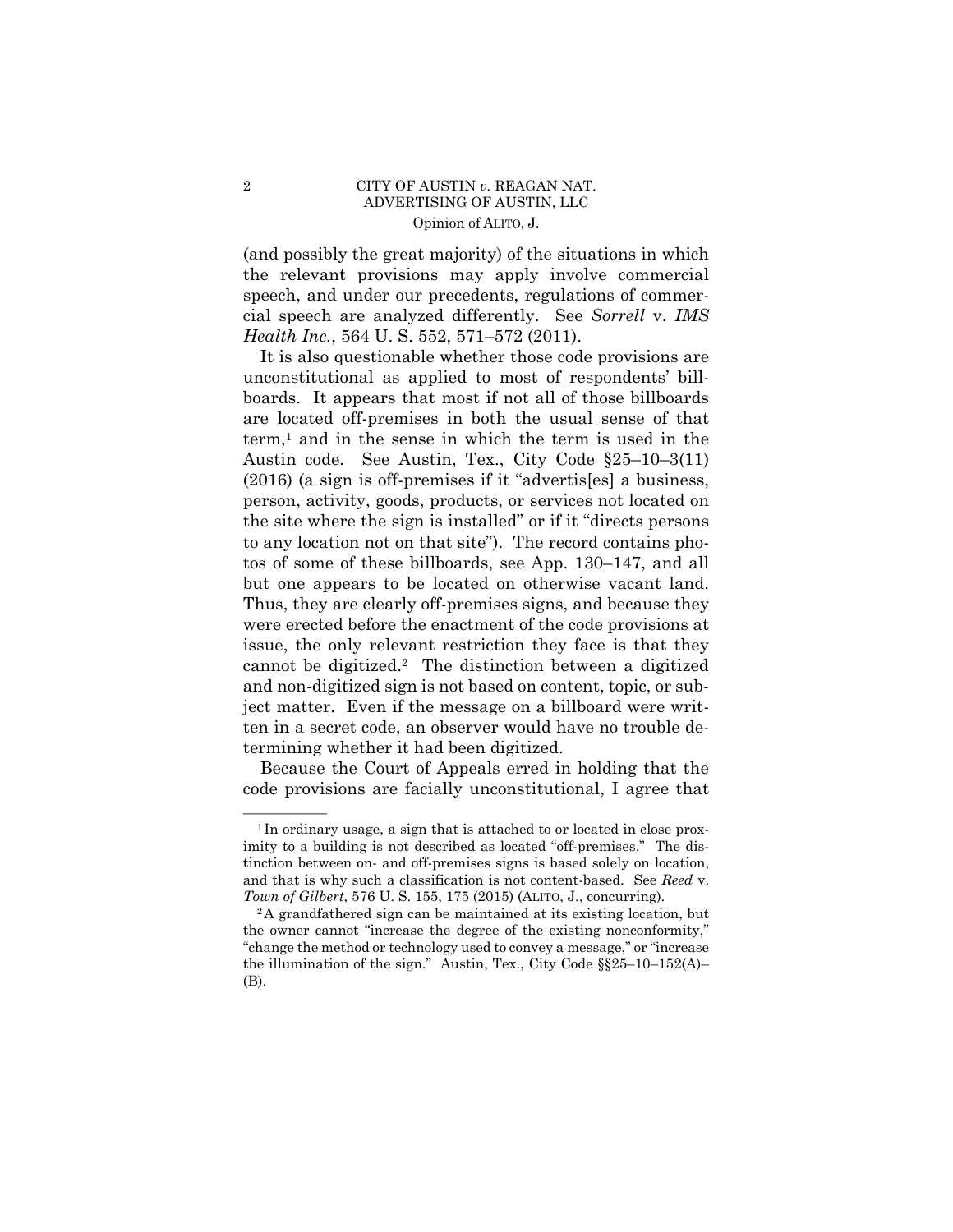(and possibly the great majority) of the situations in which the relevant provisions may apply involve commercial speech, and under our precedents, regulations of commercial speech are analyzed differently. See *Sorrell* v. *IMS Health Inc.*, 564 U. S. 552, 571–572 (2011).

It is also questionable whether those code provisions are unconstitutional as applied to most of respondents' billboards. It appears that most if not all of those billboards are located off-premises in both the usual sense of that term,[1] and in the sense in which the term is used in the Austin code. See Austin, Tex., City Code §25–10–3(11) (2016) (a sign is off-premises if it "advertis[es] a business, person, activity, goods, products, or services not located on the site where the sign is installed" or if it "directs persons to any location not on that site"). The record contains photos of some of these billboards, see App. 130–147, and all but one appears to be located on otherwise vacant land. Thus, they are clearly off-premises signs, and because they were erected before the enactment of the code provisions at issue, the only relevant restriction they face is that they cannot be digitized.[2] The distinction between a digitized and non-digitized sign is not based on content, topic, or subject matter. Even if the message on a billboard were written in a secret code, an observer would have no trouble determining whether it had been digitized.

Because the Court of Appeals erred in holding that the code provisions are facially unconstitutional, I agree that

---

[1] In ordinary usage, a sign that is attached to or located in close proximity to a building is not described as located "off-premises." The distinction between on- and off-premises signs is based solely on location, and that is why such a classification is not content-based. See *Reed* v. *Town of Gilbert*, 576 U. S. 155, 175 (2015) (ALITO, J., concurring).

[2] A grandfathered sign can be maintained at its existing location, but the owner cannot "increase the degree of the existing nonconformity," "change the method or technology used to convey a message," or "increase the illumination of the sign." Austin, Tex., City Code §§25–10–152(A)–(B).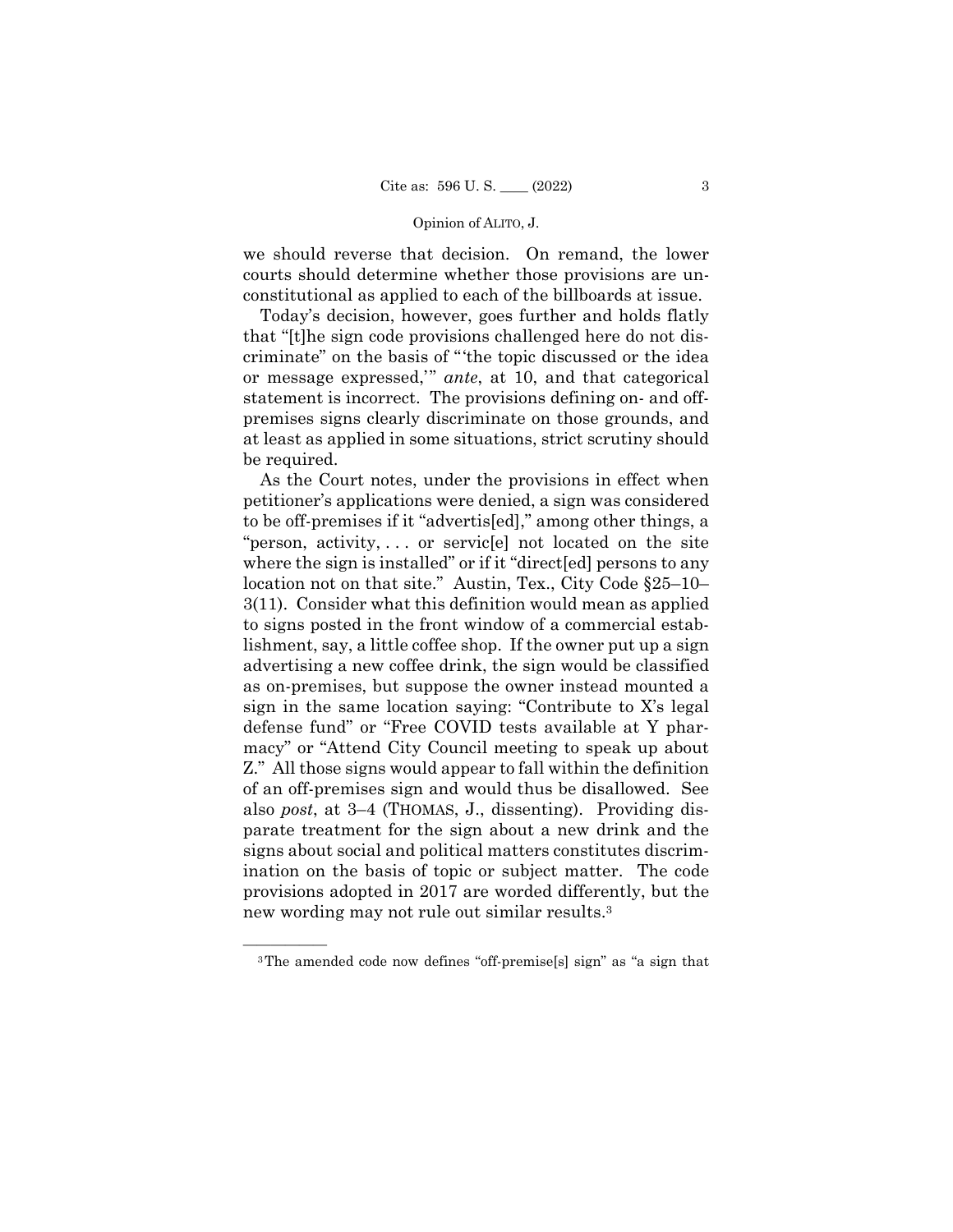we should reverse that decision. On remand, the lower courts should determine whether those provisions are unconstitutional as applied to each of the billboards at issue.

Today's decision, however, goes further and holds flatly that "[t]he sign code provisions challenged here do not discriminate" on the basis of "'the topic discussed or the idea or message expressed,'" *ante*, at 10, and that categorical statement is incorrect. The provisions defining on- and off-premises signs clearly discriminate on those grounds, and at least as applied in some situations, strict scrutiny should be required.

As the Court notes, under the provisions in effect when petitioner's applications were denied, a sign was considered to be off-premises if it "advertis[ed]," among other things, a "person, activity, . . . or servic[e] not located on the site where the sign is installed" or if it "direct[ed] persons to any location not on that site." Austin, Tex., City Code §25–10–3(11). Consider what this definition would mean as applied to signs posted in the front window of a commercial establishment, say, a little coffee shop. If the owner put up a sign advertising a new coffee drink, the sign would be classified as on-premises, but suppose the owner instead mounted a sign in the same location saying: "Contribute to X's legal defense fund" or "Free COVID tests available at Y pharmacy" or "Attend City Council meeting to speak up about Z." All those signs would appear to fall within the definition of an off-premises sign and would thus be disallowed. See also *post*, at 3–4 (THOMAS, J., dissenting). Providing disparate treatment for the sign about a new drink and the signs about social and political matters constitutes discrimination on the basis of topic or subject matter. The code provisions adopted in 2017 are worded differently, but the new wording may not rule out similar results.[3]

---

[3] The amended code now defines "off-premise[s] sign" as "a sign that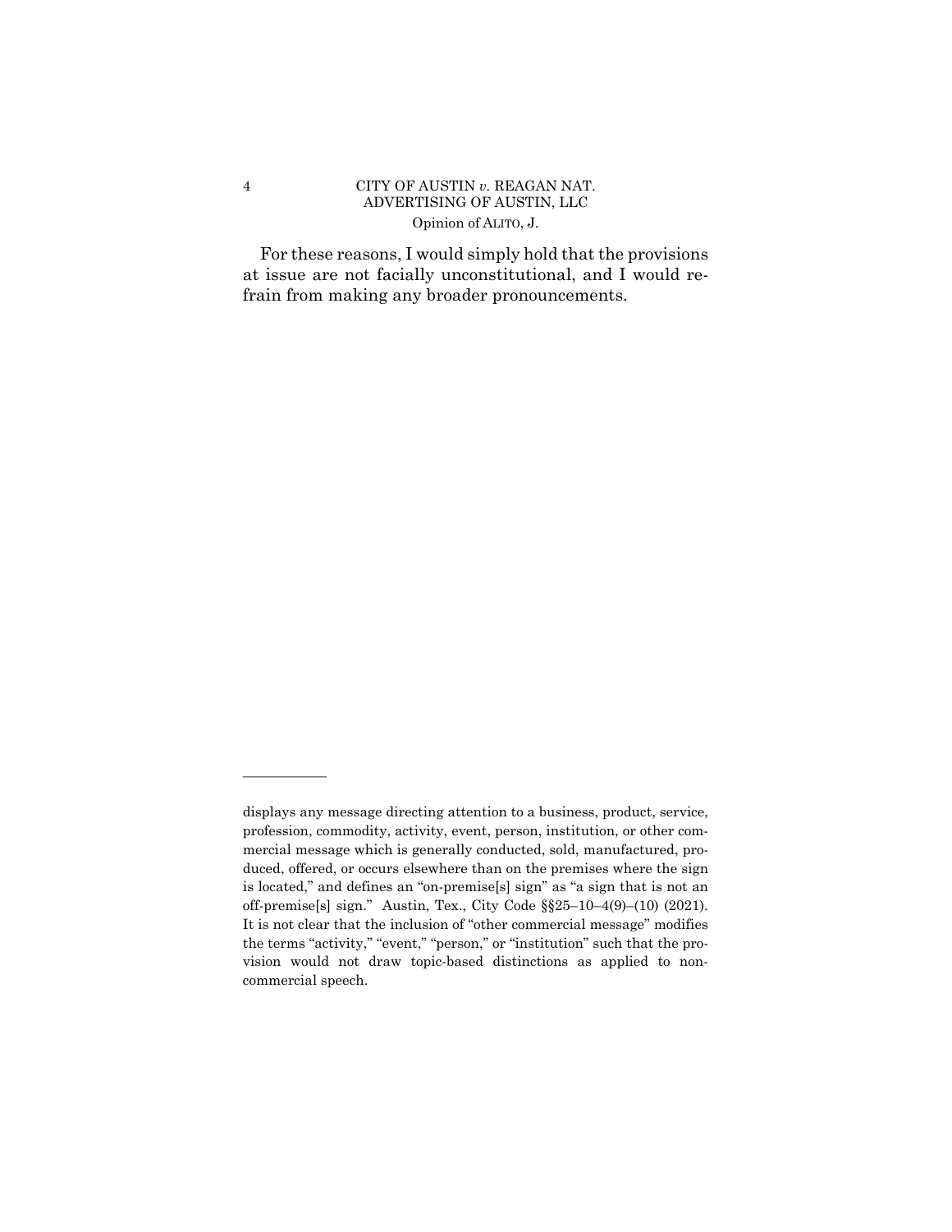For these reasons, I would simply hold that the provisions at issue are not facially unconstitutional, and I would refrain from making any broader pronouncements.

———————

displays any message directing attention to a business, product, service, profession, commodity, activity, event, person, institution, or other commercial message which is generally conducted, sold, manufactured, produced, offered, or occurs elsewhere than on the premises where the sign is located," and defines an "on-premise[s] sign" as "a sign that is not an off-premise[s] sign." Austin, Tex., City Code §§25–10–4(9)–(10) (2021). It is not clear that the inclusion of "other commercial message" modifies the terms "activity," "event," "person," or "institution" such that the provision would not draw topic-based distinctions as applied to noncommercial speech.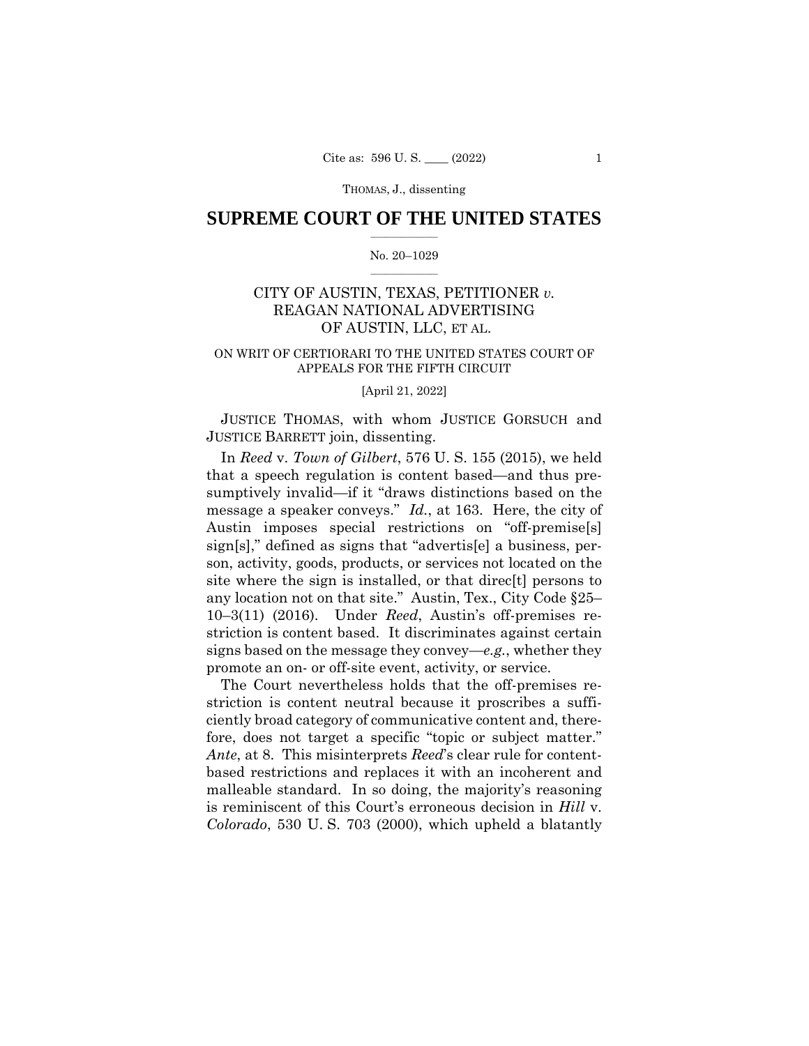# SUPREME COURT OF THE UNITED STATES

No. 20–1029

CITY OF AUSTIN, TEXAS, PETITIONER *v.* REAGAN NATIONAL ADVERTISING OF AUSTIN, LLC, ET AL.

ON WRIT OF CERTIORARI TO THE UNITED STATES COURT OF APPEALS FOR THE FIFTH CIRCUIT

[April 21, 2022]

JUSTICE THOMAS, with whom JUSTICE GORSUCH and JUSTICE BARRETT join, dissenting.

In *Reed* v. *Town of Gilbert*, 576 U. S. 155 (2015), we held that a speech regulation is content based—and thus presumptively invalid—if it "draws distinctions based on the message a speaker conveys." *Id.*, at 163. Here, the city of Austin imposes special restrictions on "off-premise[s] sign[s]," defined as signs that "advertis[e] a business, person, activity, goods, products, or services not located on the site where the sign is installed, or that direc[t] persons to any location not on that site." Austin, Tex., City Code §25–10–3(11) (2016). Under *Reed*, Austin's off-premises restriction is content based. It discriminates against certain signs based on the message they convey—*e.g.*, whether they promote an on- or off-site event, activity, or service.

The Court nevertheless holds that the off-premises restriction is content neutral because it proscribes a sufficiently broad category of communicative content and, therefore, does not target a specific "topic or subject matter." *Ante*, at 8. This misinterprets *Reed*'s clear rule for content-based restrictions and replaces it with an incoherent and malleable standard. In so doing, the majority's reasoning is reminiscent of this Court's erroneous decision in *Hill* v. *Colorado*, 530 U. S. 703 (2000), which upheld a blatantly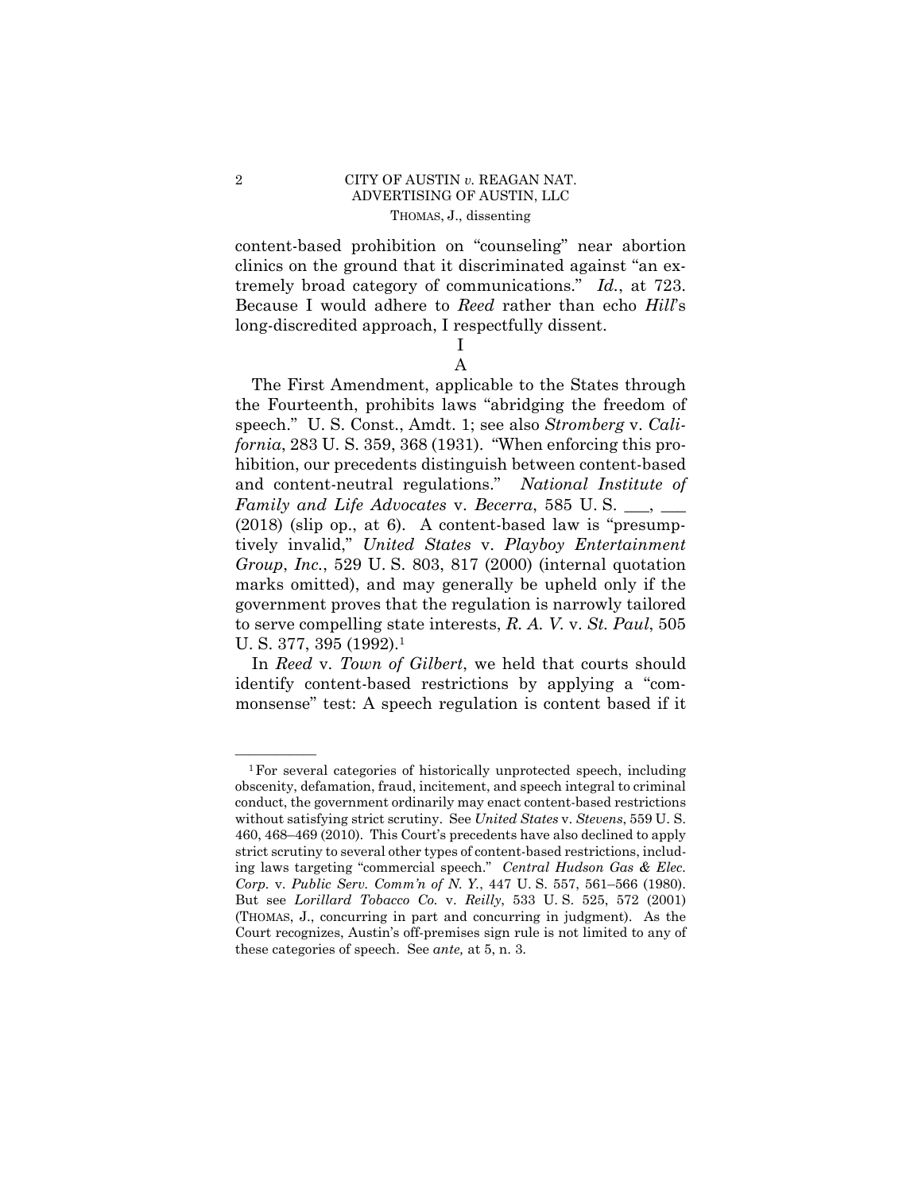content-based prohibition on "counseling" near abortion clinics on the ground that it discriminated against "an extremely broad category of communications." *Id.*, at 723. Because I would adhere to *Reed* rather than echo *Hill*'s long-discredited approach, I respectfully dissent.

# I

## A

The First Amendment, applicable to the States through the Fourteenth, prohibits laws "abridging the freedom of speech." U. S. Const., Amdt. 1; see also *Stromberg* v. *California*, 283 U. S. 359, 368 (1931). "When enforcing this prohibition, our precedents distinguish between content-based and content-neutral regulations." *National Institute of Family and Life Advocates* v. *Becerra*, 585 U. S. ___, ___ (2018) (slip op., at 6). A content-based law is "presumptively invalid," *United States* v. *Playboy Entertainment Group*, *Inc.*, 529 U. S. 803, 817 (2000) (internal quotation marks omitted), and may generally be upheld only if the government proves that the regulation is narrowly tailored to serve compelling state interests, *R. A. V.* v. *St. Paul*, 505 U. S. 377, 395 (1992).[1]

In *Reed* v. *Town of Gilbert*, we held that courts should identify content-based restrictions by applying a "commonsense" test: A speech regulation is content based if it

---

[1] For several categories of historically unprotected speech, including obscenity, defamation, fraud, incitement, and speech integral to criminal conduct, the government ordinarily may enact content-based restrictions without satisfying strict scrutiny. See *United States* v. *Stevens*, 559 U. S. 460, 468–469 (2010). This Court's precedents have also declined to apply strict scrutiny to several other types of content-based restrictions, including laws targeting "commercial speech." *Central Hudson Gas & Elec. Corp.* v. *Public Serv. Comm'n of N. Y.*, 447 U. S. 557, 561–566 (1980). But see *Lorillard Tobacco Co.* v. *Reilly*, 533 U. S. 525, 572 (2001) (THOMAS, J., concurring in part and concurring in judgment). As the Court recognizes, Austin's off-premises sign rule is not limited to any of these categories of speech. See *ante,* at 5, n. 3.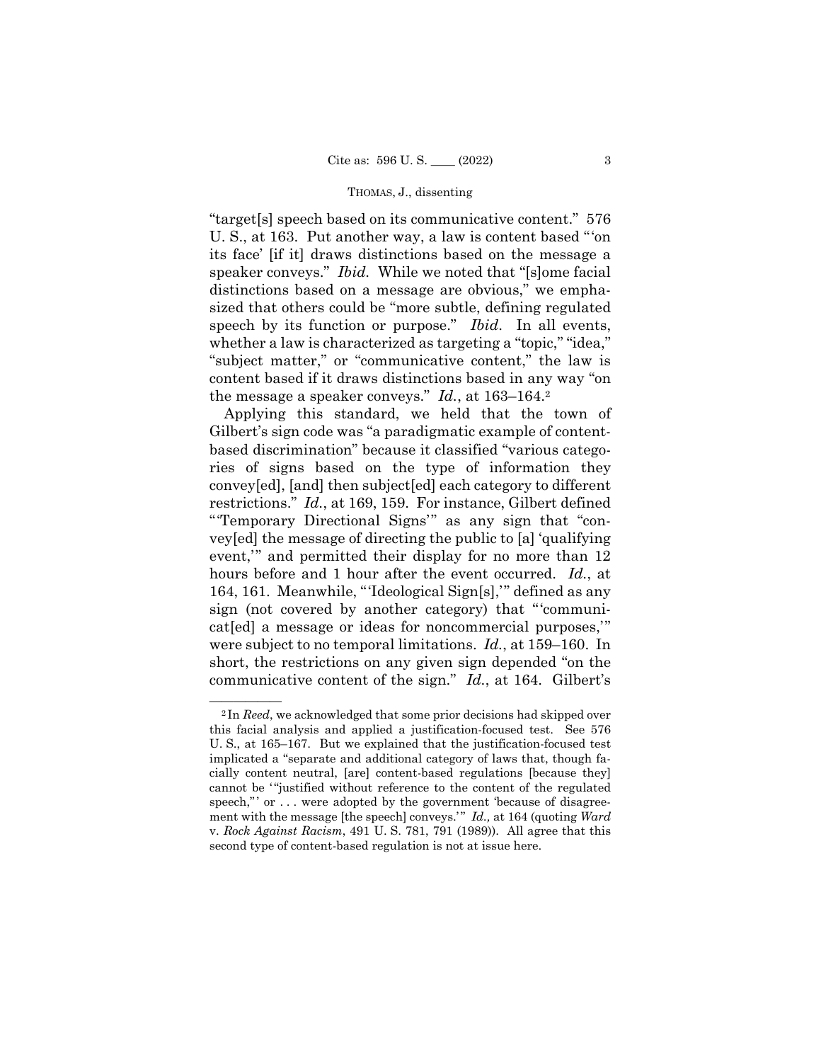"target[s] speech based on its communicative content." 576 U. S., at 163. Put another way, a law is content based "'on its face' [if it] draws distinctions based on the message a speaker conveys." *Ibid.* While we noted that "[s]ome facial distinctions based on a message are obvious," we emphasized that others could be "more subtle, defining regulated speech by its function or purpose." *Ibid*. In all events, whether a law is characterized as targeting a "topic," "idea," "subject matter," or "communicative content," the law is content based if it draws distinctions based in any way "on the message a speaker conveys." *Id.*, at 163–164.[2]

Applying this standard, we held that the town of Gilbert's sign code was "a paradigmatic example of content-based discrimination" because it classified "various categories of signs based on the type of information they convey[ed], [and] then subject[ed] each category to different restrictions." *Id.*, at 169, 159. For instance, Gilbert defined "'Temporary Directional Signs'" as any sign that "convey[ed] the message of directing the public to [a] 'qualifying event,'" and permitted their display for no more than 12 hours before and 1 hour after the event occurred. *Id.*, at 164, 161. Meanwhile, "'Ideological Sign[s],'" defined as any sign (not covered by another category) that "'communicat[ed] a message or ideas for noncommercial purposes,'" were subject to no temporal limitations. *Id.*, at 159–160. In short, the restrictions on any given sign depended "on the communicative content of the sign." *Id.*, at 164. Gilbert's

---

[2] In *Reed*, we acknowledged that some prior decisions had skipped over this facial analysis and applied a justification-focused test. See 576 U. S., at 165–167. But we explained that the justification-focused test implicated a "separate and additional category of laws that, though facially content neutral, [are] content-based regulations [because they] cannot be '"justified without reference to the content of the regulated speech,"' or . . . were adopted by the government 'because of disagreement with the message [the speech] conveys.'" *Id.,* at 164 (quoting *Ward* v. *Rock Against Racism*, 491 U. S. 781, 791 (1989)). All agree that this second type of content-based regulation is not at issue here.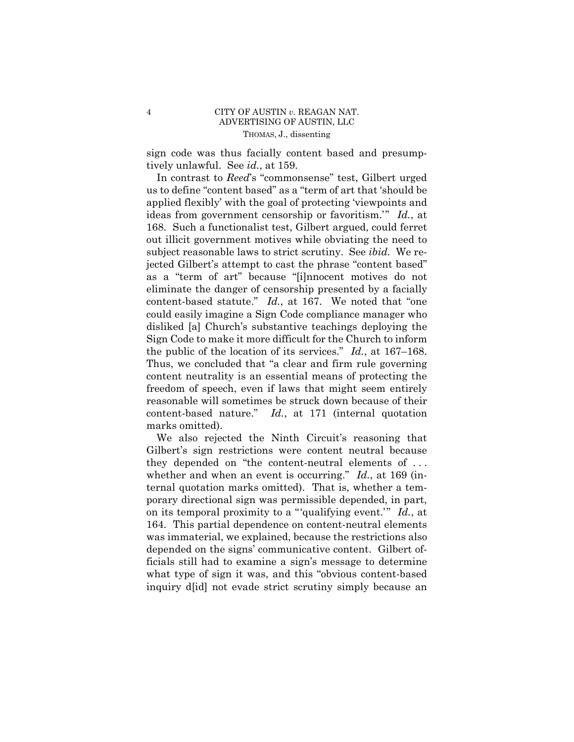sign code was thus facially content based and presumptively unlawful. See *id.*, at 159.

In contrast to *Reed*'s "commonsense" test, Gilbert urged us to define "content based" as a "term of art that 'should be applied flexibly' with the goal of protecting 'viewpoints and ideas from government censorship or favoritism.'" *Id.*, at 168. Such a functionalist test, Gilbert argued, could ferret out illicit government motives while obviating the need to subject reasonable laws to strict scrutiny. See *ibid.* We rejected Gilbert's attempt to cast the phrase "content based" as a "term of art" because "[i]nnocent motives do not eliminate the danger of censorship presented by a facially content-based statute." *Id.*, at 167. We noted that "one could easily imagine a Sign Code compliance manager who disliked [a] Church's substantive teachings deploying the Sign Code to make it more difficult for the Church to inform the public of the location of its services." *Id.*, at 167–168. Thus, we concluded that "a clear and firm rule governing content neutrality is an essential means of protecting the freedom of speech, even if laws that might seem entirely reasonable will sometimes be struck down because of their content-based nature." *Id.*, at 171 (internal quotation marks omitted).

We also rejected the Ninth Circuit's reasoning that Gilbert's sign restrictions were content neutral because they depended on "the content-neutral elements of . . . whether and when an event is occurring." *Id.*, at 169 (internal quotation marks omitted). That is, whether a temporary directional sign was permissible depended, in part, on its temporal proximity to a "'qualifying event.'" *Id.*, at 164. This partial dependence on content-neutral elements was immaterial, we explained, because the restrictions also depended on the signs' communicative content. Gilbert officials still had to examine a sign's message to determine what type of sign it was, and this "obvious content-based inquiry d[id] not evade strict scrutiny simply because an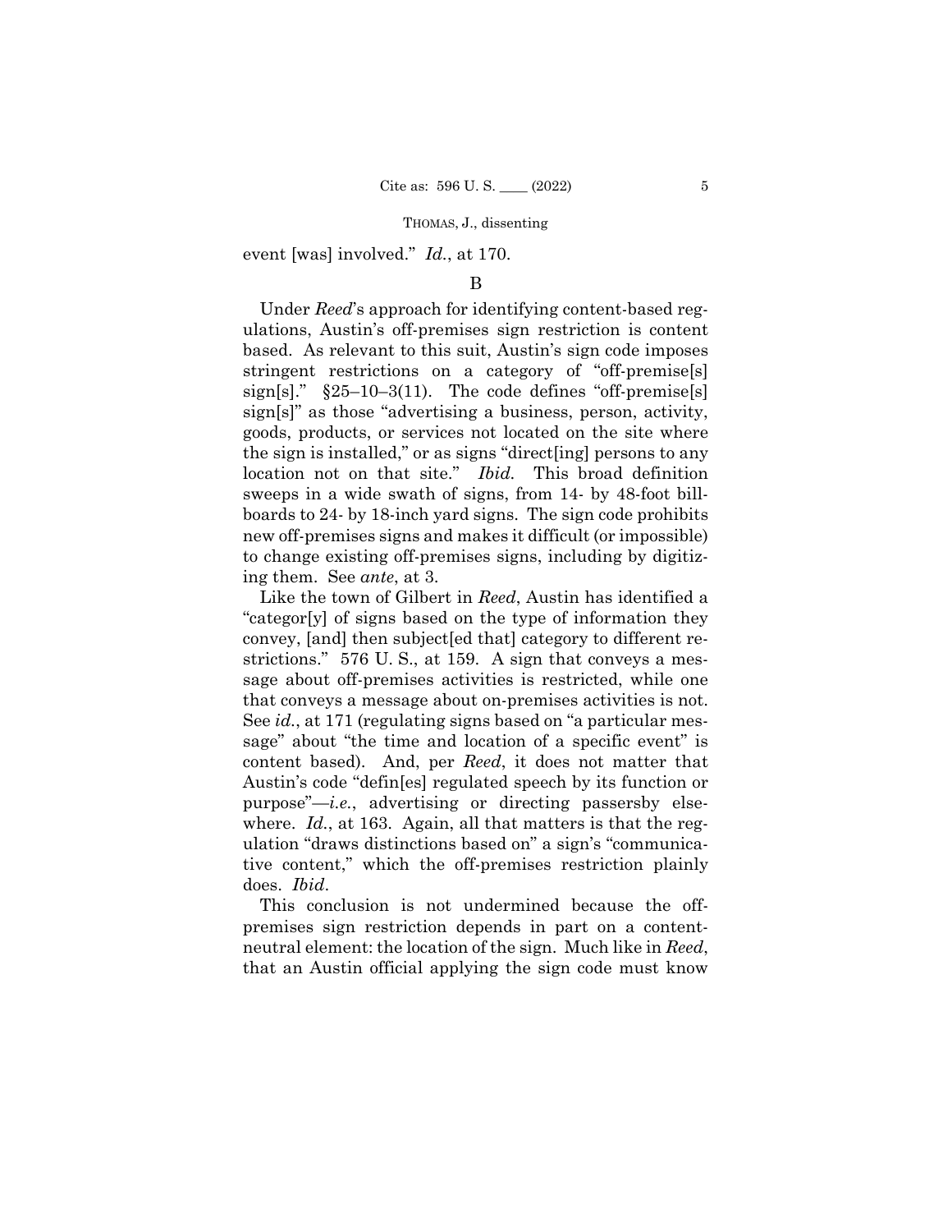event [was] involved." *Id.*, at 170.

B

Under *Reed*'s approach for identifying content-based regulations, Austin's off-premises sign restriction is content based. As relevant to this suit, Austin's sign code imposes stringent restrictions on a category of "off-premise[s] sign[s]." §25–10–3(11). The code defines "off-premise[s] sign[s]" as those "advertising a business, person, activity, goods, products, or services not located on the site where the sign is installed," or as signs "direct[ing] persons to any location not on that site." *Ibid.* This broad definition sweeps in a wide swath of signs, from 14- by 48-foot billboards to 24- by 18-inch yard signs. The sign code prohibits new off-premises signs and makes it difficult (or impossible) to change existing off-premises signs, including by digitizing them. See *ante*, at 3.

Like the town of Gilbert in *Reed*, Austin has identified a "categor[y] of signs based on the type of information they convey, [and] then subject[ed that] category to different restrictions." 576 U. S., at 159. A sign that conveys a message about off-premises activities is restricted, while one that conveys a message about on-premises activities is not. See *id.*, at 171 (regulating signs based on "a particular message" about "the time and location of a specific event" is content based). And, per *Reed*, it does not matter that Austin's code "defin[es] regulated speech by its function or purpose"—*i.e.*, advertising or directing passersby elsewhere. *Id.*, at 163. Again, all that matters is that the regulation "draws distinctions based on" a sign's "communicative content," which the off-premises restriction plainly does. *Ibid*.

This conclusion is not undermined because the off-premises sign restriction depends in part on a content-neutral element: the location of the sign. Much like in *Reed*, that an Austin official applying the sign code must know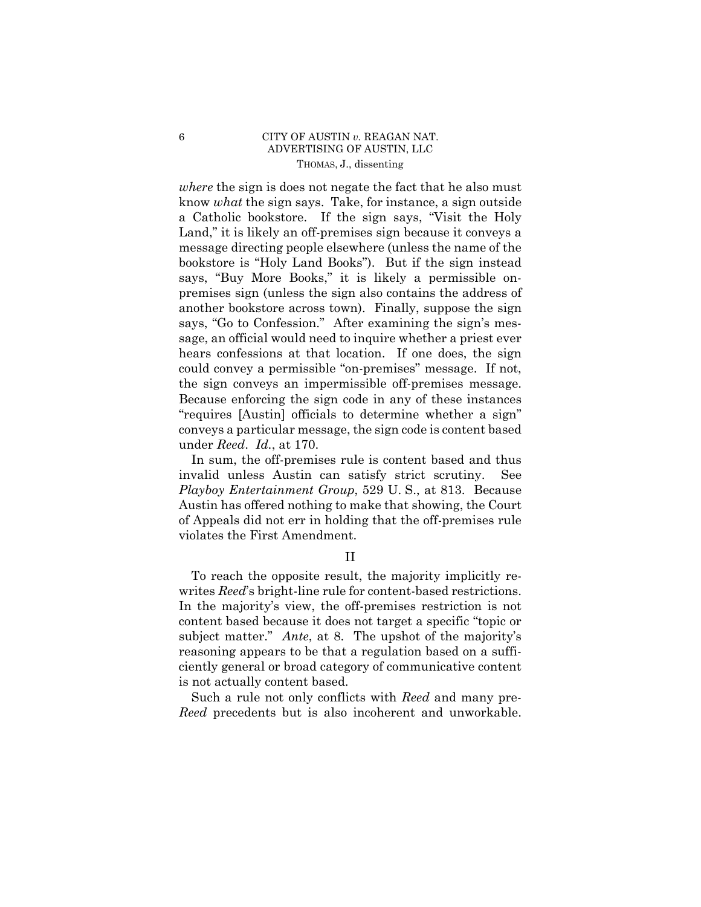*where* the sign is does not negate the fact that he also must know *what* the sign says. Take, for instance, a sign outside a Catholic bookstore. If the sign says, "Visit the Holy Land," it is likely an off-premises sign because it conveys a message directing people elsewhere (unless the name of the bookstore is "Holy Land Books"). But if the sign instead says, "Buy More Books," it is likely a permissible on-premises sign (unless the sign also contains the address of another bookstore across town). Finally, suppose the sign says, "Go to Confession." After examining the sign's message, an official would need to inquire whether a priest ever hears confessions at that location. If one does, the sign could convey a permissible "on-premises" message. If not, the sign conveys an impermissible off-premises message. Because enforcing the sign code in any of these instances "requires [Austin] officials to determine whether a sign" conveys a particular message, the sign code is content based under *Reed*. *Id.*, at 170.

In sum, the off-premises rule is content based and thus invalid unless Austin can satisfy strict scrutiny. See *Playboy Entertainment Group*, 529 U. S., at 813. Because Austin has offered nothing to make that showing, the Court of Appeals did not err in holding that the off-premises rule violates the First Amendment.

## II

To reach the opposite result, the majority implicitly rewrites *Reed*'s bright-line rule for content-based restrictions. In the majority's view, the off-premises restriction is not content based because it does not target a specific "topic or subject matter." *Ante*, at 8. The upshot of the majority's reasoning appears to be that a regulation based on a sufficiently general or broad category of communicative content is not actually content based.

Such a rule not only conflicts with *Reed* and many pre-*Reed* precedents but is also incoherent and unworkable.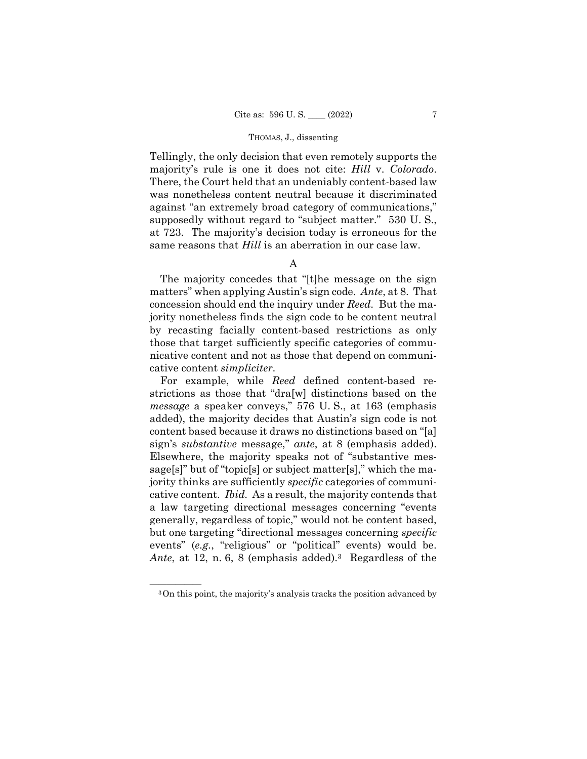Tellingly, the only decision that even remotely supports the majority's rule is one it does not cite: *Hill* v. *Colorado*. There, the Court held that an undeniably content-based law was nonetheless content neutral because it discriminated against "an extremely broad category of communications," supposedly without regard to "subject matter." 530 U. S., at 723. The majority's decision today is erroneous for the same reasons that *Hill* is an aberration in our case law.

A

The majority concedes that "[t]he message on the sign matters" when applying Austin's sign code. *Ante*, at 8. That concession should end the inquiry under *Reed*. But the majority nonetheless finds the sign code to be content neutral by recasting facially content-based restrictions as only those that target sufficiently specific categories of communicative content and not as those that depend on communicative content *simpliciter*.

For example, while *Reed* defined content-based restrictions as those that "dra[w] distinctions based on the *message* a speaker conveys," 576 U. S., at 163 (emphasis added), the majority decides that Austin's sign code is not content based because it draws no distinctions based on "[a] sign's *substantive* message," *ante*, at 8 (emphasis added). Elsewhere, the majority speaks not of "substantive message[s]" but of "topic[s] or subject matter[s]," which the majority thinks are sufficiently *specific* categories of communicative content. *Ibid.* As a result, the majority contends that a law targeting directional messages concerning "events generally, regardless of topic," would not be content based, but one targeting "directional messages concerning *specific* events" (*e.g.*, "religious" or "political" events) would be. *Ante*, at 12, n. 6, 8 (emphasis added).[3] Regardless of the

---

[3] On this point, the majority's analysis tracks the position advanced by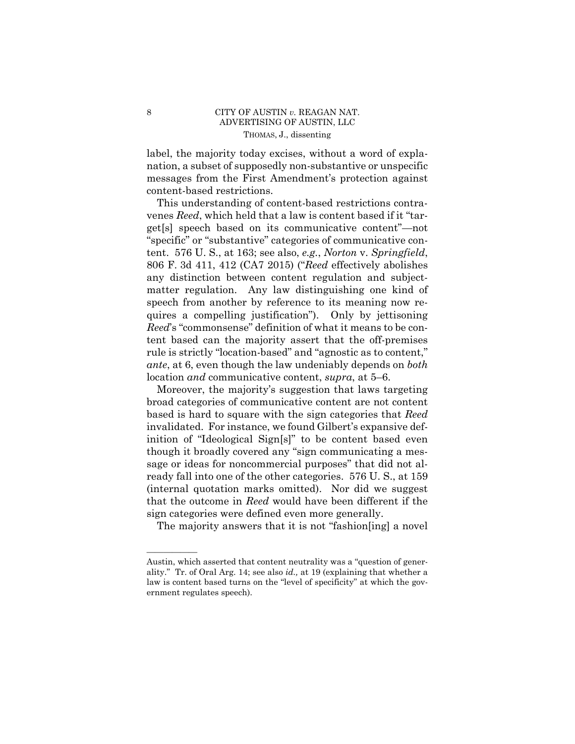label, the majority today excises, without a word of explanation, a subset of supposedly non-substantive or unspecific messages from the First Amendment's protection against content-based restrictions.

This understanding of content-based restrictions contravenes *Reed*, which held that a law is content based if it "target[s] speech based on its communicative content"—not "specific" or "substantive" categories of communicative content. 576 U. S., at 163; see also, *e.g.*, *Norton* v. *Springfield*, 806 F. 3d 411, 412 (CA7 2015) ("*Reed* effectively abolishes any distinction between content regulation and subject-matter regulation. Any law distinguishing one kind of speech from another by reference to its meaning now requires a compelling justification"). Only by jettisoning *Reed*'s "commonsense" definition of what it means to be content based can the majority assert that the off-premises rule is strictly "location-based" and "agnostic as to content," *ante*, at 6, even though the law undeniably depends on *both* location *and* communicative content, *supra*, at 5–6.

Moreover, the majority's suggestion that laws targeting broad categories of communicative content are not content based is hard to square with the sign categories that *Reed* invalidated. For instance, we found Gilbert's expansive definition of "Ideological Sign[s]" to be content based even though it broadly covered any "sign communicating a message or ideas for noncommercial purposes" that did not already fall into one of the other categories. 576 U. S., at 159 (internal quotation marks omitted). Nor did we suggest that the outcome in *Reed* would have been different if the sign categories were defined even more generally.

The majority answers that it is not "fashion[ing] a novel

---

Austin, which asserted that content neutrality was a "question of generality." Tr. of Oral Arg. 14; see also *id.,* at 19 (explaining that whether a law is content based turns on the "level of specificity" at which the government regulates speech).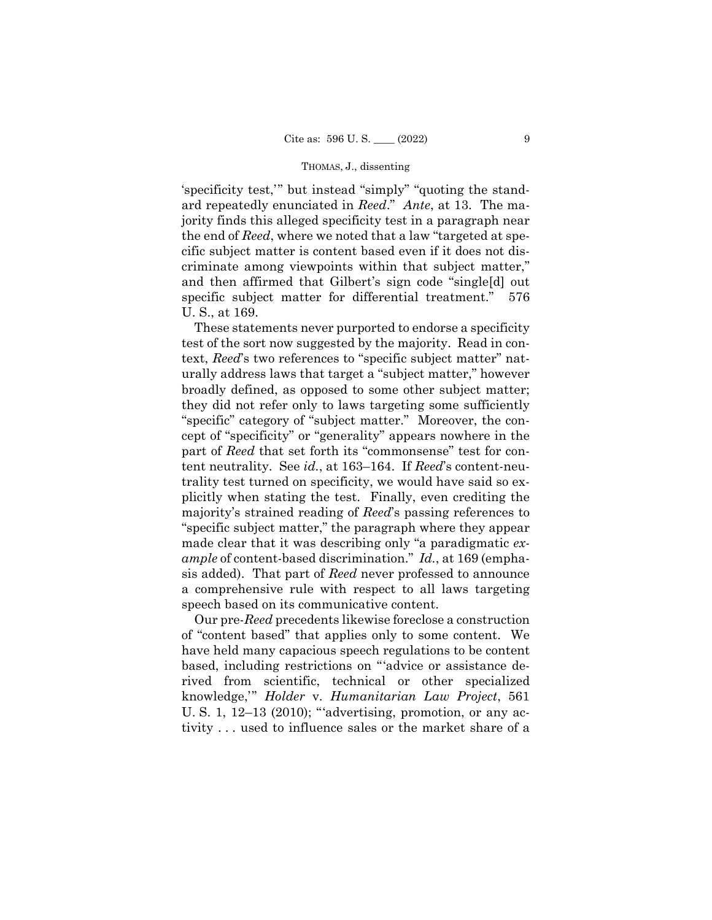'specificity test,'" but instead "simply" "quoting the standard repeatedly enunciated in *Reed*." *Ante*, at 13. The majority finds this alleged specificity test in a paragraph near the end of *Reed*, where we noted that a law "targeted at specific subject matter is content based even if it does not discriminate among viewpoints within that subject matter," and then affirmed that Gilbert's sign code "single[d] out specific subject matter for differential treatment." 576 U. S., at 169.

These statements never purported to endorse a specificity test of the sort now suggested by the majority. Read in context, *Reed*'s two references to "specific subject matter" naturally address laws that target a "subject matter," however broadly defined, as opposed to some other subject matter; they did not refer only to laws targeting some sufficiently "specific" category of "subject matter." Moreover, the concept of "specificity" or "generality" appears nowhere in the part of *Reed* that set forth its "commonsense" test for content neutrality. See *id.*, at 163–164. If *Reed*'s content-neutrality test turned on specificity, we would have said so explicitly when stating the test. Finally, even crediting the majority's strained reading of *Reed*'s passing references to "specific subject matter," the paragraph where they appear made clear that it was describing only "a paradigmatic *example* of content-based discrimination." *Id.*, at 169 (emphasis added). That part of *Reed* never professed to announce a comprehensive rule with respect to all laws targeting speech based on its communicative content.

Our pre-*Reed* precedents likewise foreclose a construction of "content based" that applies only to some content. We have held many capacious speech regulations to be content based, including restrictions on "'advice or assistance derived from scientific, technical or other specialized knowledge,'" *Holder* v. *Humanitarian Law Project*, 561 U. S. 1, 12–13 (2010); "'advertising, promotion, or any activity . . . used to influence sales or the market share of a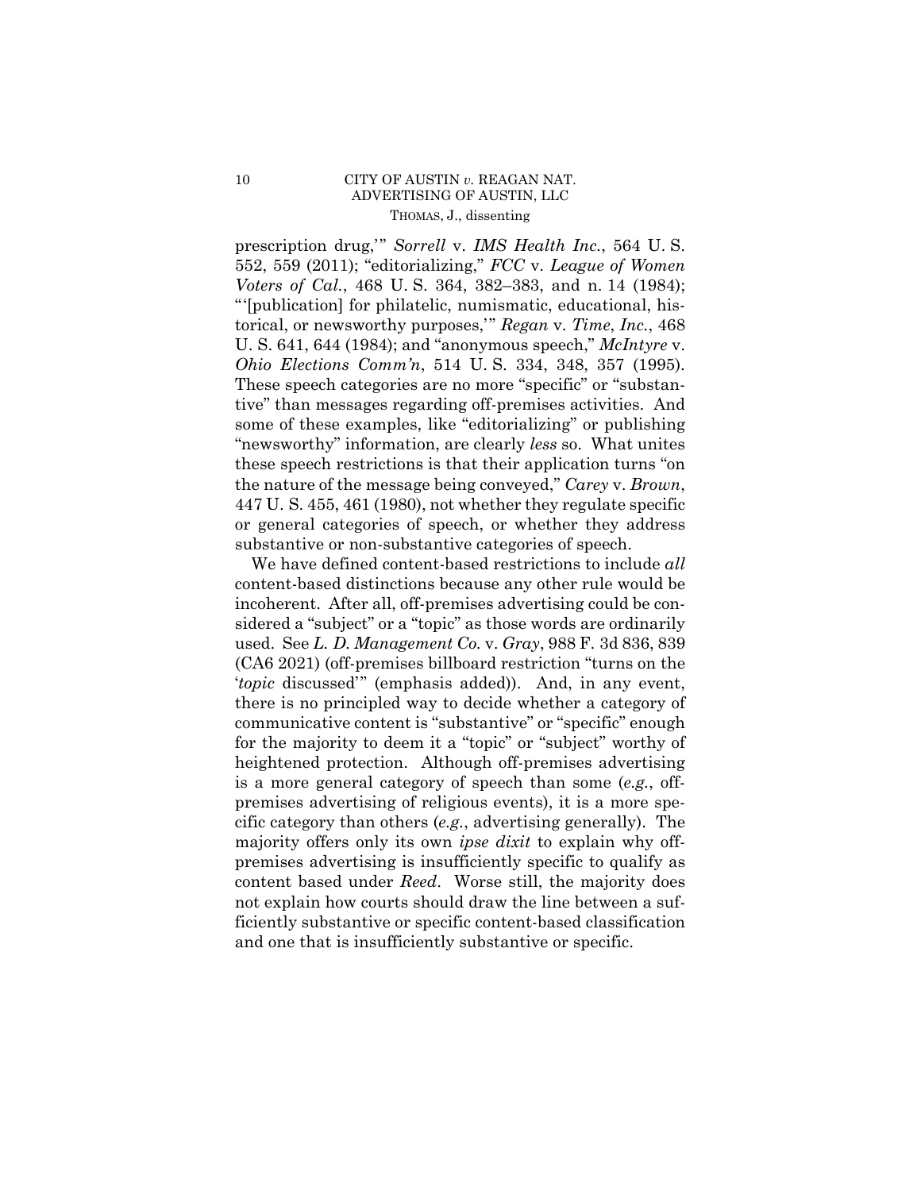prescription drug,'" *Sorrell* v. *IMS Health Inc.*, 564 U. S. 552, 559 (2011); "editorializing," *FCC* v. *League of Women Voters of Cal.*, 468 U. S. 364, 382–383, and n. 14 (1984); "'[publication] for philatelic, numismatic, educational, historical, or newsworthy purposes,'" *Regan* v. *Time*, *Inc.*, 468 U. S. 641, 644 (1984); and "anonymous speech," *McIntyre* v. *Ohio Elections Comm'n*, 514 U. S. 334, 348, 357 (1995). These speech categories are no more "specific" or "substantive" than messages regarding off-premises activities. And some of these examples, like "editorializing" or publishing "newsworthy" information, are clearly *less* so. What unites these speech restrictions is that their application turns "on the nature of the message being conveyed," *Carey* v. *Brown*, 447 U. S. 455, 461 (1980), not whether they regulate specific or general categories of speech, or whether they address substantive or non-substantive categories of speech.

We have defined content-based restrictions to include *all* content-based distinctions because any other rule would be incoherent. After all, off-premises advertising could be considered a "subject" or a "topic" as those words are ordinarily used. See *L. D. Management Co.* v. *Gray*, 988 F. 3d 836, 839 (CA6 2021) (off-premises billboard restriction "turns on the '*topic* discussed'" (emphasis added)). And, in any event, there is no principled way to decide whether a category of communicative content is "substantive" or "specific" enough for the majority to deem it a "topic" or "subject" worthy of heightened protection. Although off-premises advertising is a more general category of speech than some (*e.g.*, off-premises advertising of religious events), it is a more specific category than others (*e.g.*, advertising generally). The majority offers only its own *ipse dixit* to explain why off-premises advertising is insufficiently specific to qualify as content based under *Reed*. Worse still, the majority does not explain how courts should draw the line between a sufficiently substantive or specific content-based classification and one that is insufficiently substantive or specific.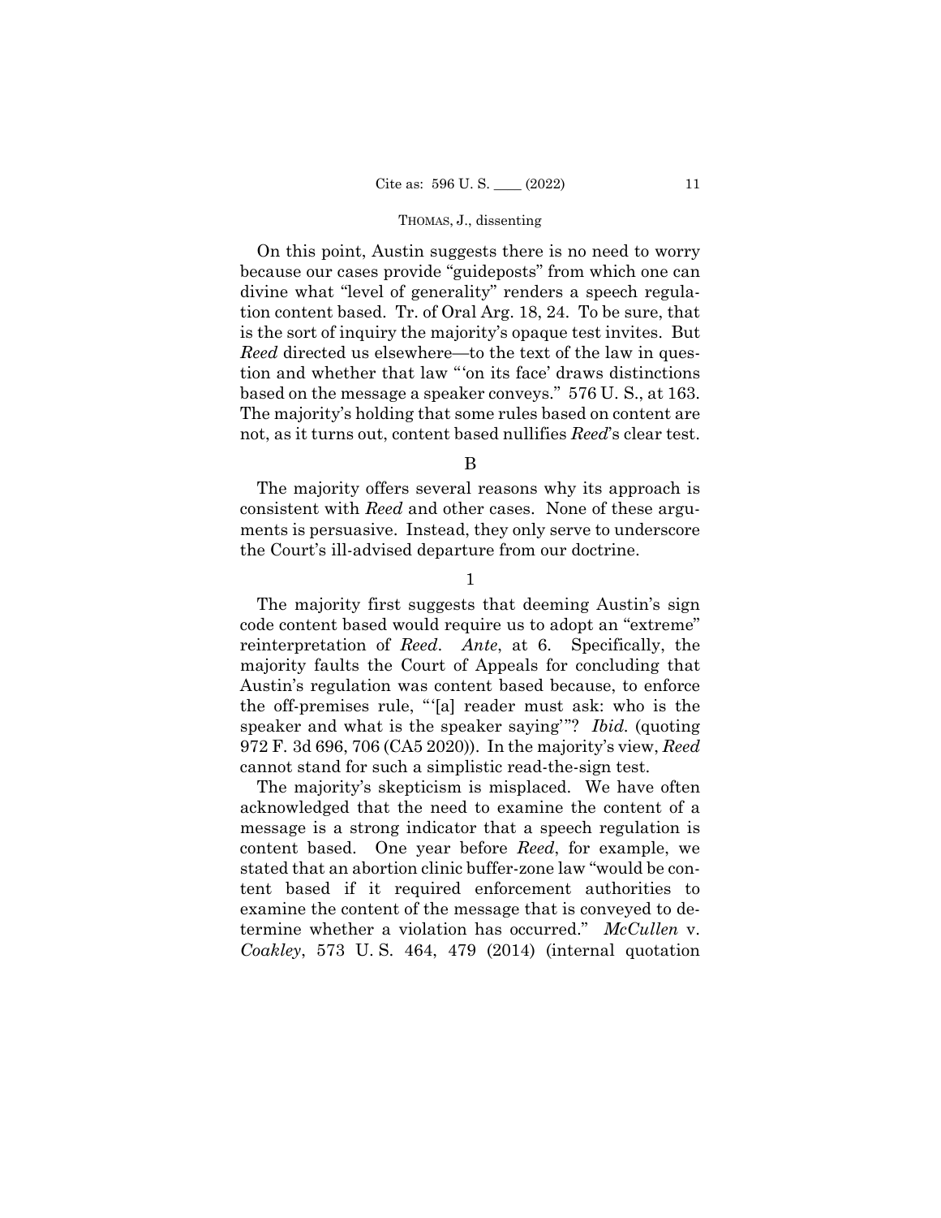On this point, Austin suggests there is no need to worry because our cases provide "guideposts" from which one can divine what "level of generality" renders a speech regulation content based. Tr. of Oral Arg. 18, 24. To be sure, that is the sort of inquiry the majority's opaque test invites. But *Reed* directed us elsewhere—to the text of the law in question and whether that law "'on its face' draws distinctions based on the message a speaker conveys." 576 U. S., at 163. The majority's holding that some rules based on content are not, as it turns out, content based nullifies *Reed*'s clear test.

B

The majority offers several reasons why its approach is consistent with *Reed* and other cases. None of these arguments is persuasive. Instead, they only serve to underscore the Court's ill-advised departure from our doctrine.

1

The majority first suggests that deeming Austin's sign code content based would require us to adopt an "extreme" reinterpretation of *Reed*. *Ante*, at 6. Specifically, the majority faults the Court of Appeals for concluding that Austin's regulation was content based because, to enforce the off-premises rule, "'[a] reader must ask: who is the speaker and what is the speaker saying'"? *Ibid.* (quoting 972 F. 3d 696, 706 (CA5 2020)). In the majority's view, *Reed* cannot stand for such a simplistic read-the-sign test.

The majority's skepticism is misplaced. We have often acknowledged that the need to examine the content of a message is a strong indicator that a speech regulation is content based. One year before *Reed*, for example, we stated that an abortion clinic buffer-zone law "would be content based if it required enforcement authorities to examine the content of the message that is conveyed to determine whether a violation has occurred." *McCullen* v. *Coakley*, 573 U. S. 464, 479 (2014) (internal quotation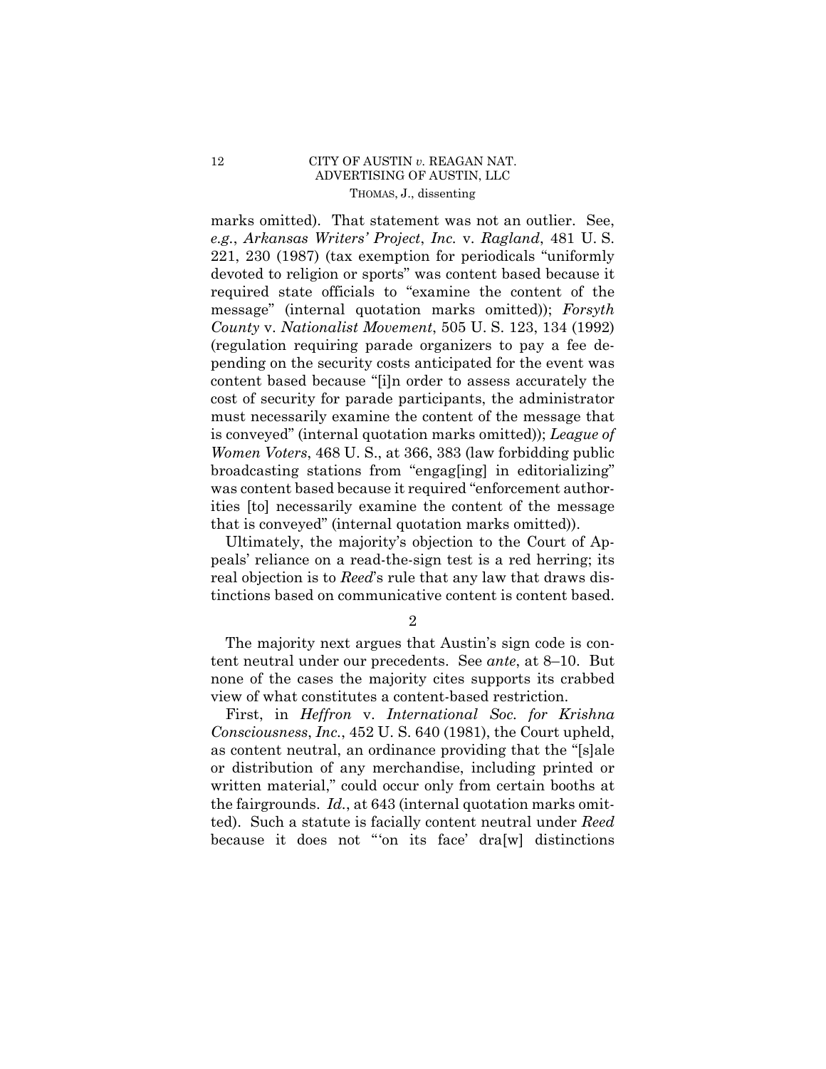marks omitted). That statement was not an outlier. See, *e.g.*, *Arkansas Writers' Project*, *Inc.* v. *Ragland*, 481 U. S. 221, 230 (1987) (tax exemption for periodicals "uniformly devoted to religion or sports" was content based because it required state officials to "examine the content of the message" (internal quotation marks omitted)); *Forsyth County* v. *Nationalist Movement*, 505 U. S. 123, 134 (1992) (regulation requiring parade organizers to pay a fee depending on the security costs anticipated for the event was content based because "[i]n order to assess accurately the cost of security for parade participants, the administrator must necessarily examine the content of the message that is conveyed" (internal quotation marks omitted)); *League of Women Voters*, 468 U. S., at 366, 383 (law forbidding public broadcasting stations from "engag[ing] in editorializing" was content based because it required "enforcement authorities [to] necessarily examine the content of the message that is conveyed" (internal quotation marks omitted)).

Ultimately, the majority's objection to the Court of Appeals' reliance on a read-the-sign test is a red herring; its real objection is to *Reed*'s rule that any law that draws distinctions based on communicative content is content based.

2

The majority next argues that Austin's sign code is content neutral under our precedents. See *ante*, at 8–10. But none of the cases the majority cites supports its crabbed view of what constitutes a content-based restriction.

First, in *Heffron* v. *International Soc. for Krishna Consciousness*, *Inc.*, 452 U. S. 640 (1981), the Court upheld, as content neutral, an ordinance providing that the "[s]ale or distribution of any merchandise, including printed or written material," could occur only from certain booths at the fairgrounds. *Id.*, at 643 (internal quotation marks omitted). Such a statute is facially content neutral under *Reed* because it does not "'on its face' dra[w] distinctions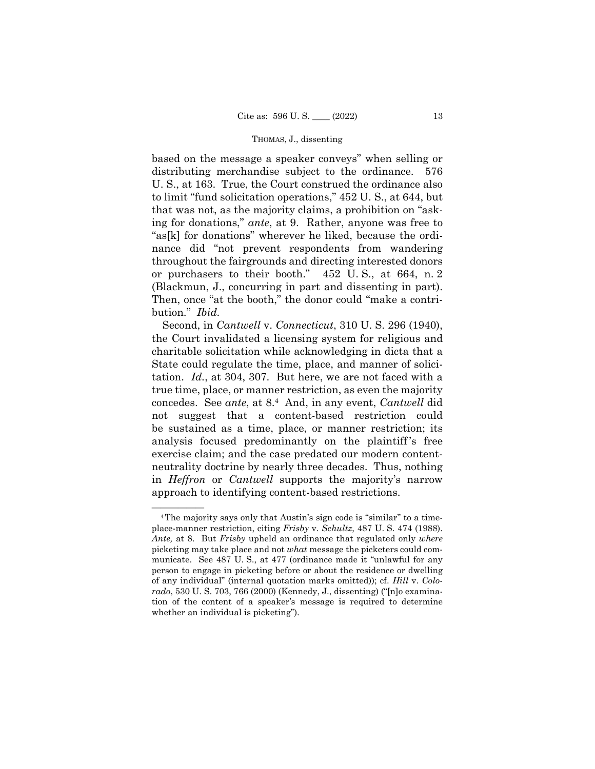based on the message a speaker conveys" when selling or distributing merchandise subject to the ordinance. 576 U. S., at 163. True, the Court construed the ordinance also to limit "fund solicitation operations," 452 U. S., at 644, but that was not, as the majority claims, a prohibition on "asking for donations," *ante*, at 9. Rather, anyone was free to "as[k] for donations" wherever he liked, because the ordinance did "not prevent respondents from wandering throughout the fairgrounds and directing interested donors or purchasers to their booth." 452 U. S., at 664, n. 2 (Blackmun, J., concurring in part and dissenting in part). Then, once "at the booth," the donor could "make a contribution." *Ibid.*

Second, in *Cantwell* v. *Connecticut*, 310 U. S. 296 (1940), the Court invalidated a licensing system for religious and charitable solicitation while acknowledging in dicta that a State could regulate the time, place, and manner of solicitation. *Id.*, at 304, 307. But here, we are not faced with a true time, place, or manner restriction, as even the majority concedes. See *ante*, at 8.[4] And, in any event, *Cantwell* did not suggest that a content-based restriction could be sustained as a time, place, or manner restriction; its analysis focused predominantly on the plaintiff's free exercise claim; and the case predated our modern content-neutrality doctrine by nearly three decades. Thus, nothing in *Heffron* or *Cantwell* supports the majority's narrow approach to identifying content-based restrictions.

---

[4] The majority says only that Austin's sign code is "similar" to a time-place-manner restriction, citing *Frisby* v. *Schultz*, 487 U. S. 474 (1988). *Ante,* at 8. But *Frisby* upheld an ordinance that regulated only *where* picketing may take place and not *what* message the picketers could communicate. See 487 U. S., at 477 (ordinance made it "unlawful for any person to engage in picketing before or about the residence or dwelling of any individual" (internal quotation marks omitted)); cf. *Hill* v. *Colorado*, 530 U. S. 703, 766 (2000) (Kennedy, J., dissenting) ("[n]o examination of the content of a speaker's message is required to determine whether an individual is picketing").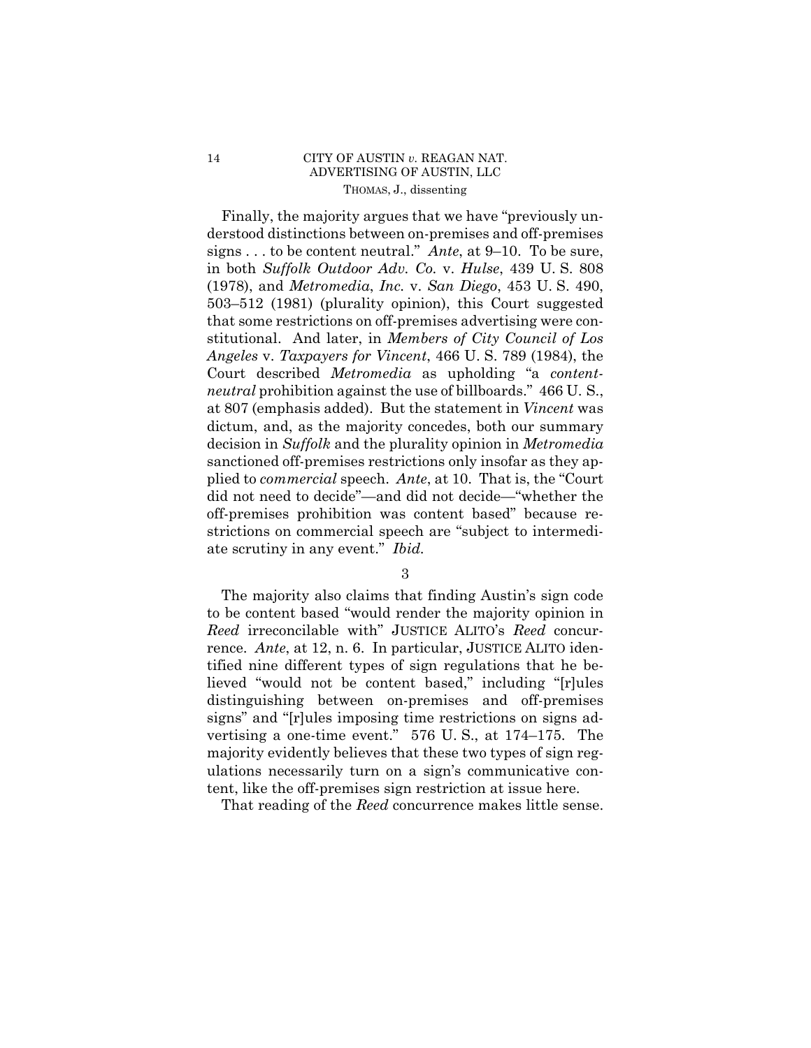Finally, the majority argues that we have "previously understood distinctions between on-premises and off-premises signs . . . to be content neutral." *Ante*, at 9–10. To be sure, in both *Suffolk Outdoor Adv. Co.* v. *Hulse*, 439 U. S. 808 (1978), and *Metromedia*, *Inc.* v. *San Diego*, 453 U. S. 490, 503–512 (1981) (plurality opinion), this Court suggested that some restrictions on off-premises advertising were constitutional. And later, in *Members of City Council of Los Angeles* v. *Taxpayers for Vincent*, 466 U. S. 789 (1984), the Court described *Metromedia* as upholding "a *content-neutral* prohibition against the use of billboards." 466 U. S., at 807 (emphasis added). But the statement in *Vincent* was dictum, and, as the majority concedes, both our summary decision in *Suffolk* and the plurality opinion in *Metromedia* sanctioned off-premises restrictions only insofar as they applied to *commercial* speech. *Ante*, at 10. That is, the "Court did not need to decide"—and did not decide—"whether the off-premises prohibition was content based" because restrictions on commercial speech are "subject to intermediate scrutiny in any event." *Ibid.*

3

The majority also claims that finding Austin's sign code to be content based "would render the majority opinion in *Reed* irreconcilable with" JUSTICE ALITO's *Reed* concurrence. *Ante*, at 12, n. 6. In particular, JUSTICE ALITO identified nine different types of sign regulations that he believed "would not be content based," including "[r]ules distinguishing between on-premises and off-premises signs" and "[r]ules imposing time restrictions on signs advertising a one-time event." 576 U. S., at 174–175. The majority evidently believes that these two types of sign regulations necessarily turn on a sign's communicative content, like the off-premises sign restriction at issue here.

That reading of the *Reed* concurrence makes little sense.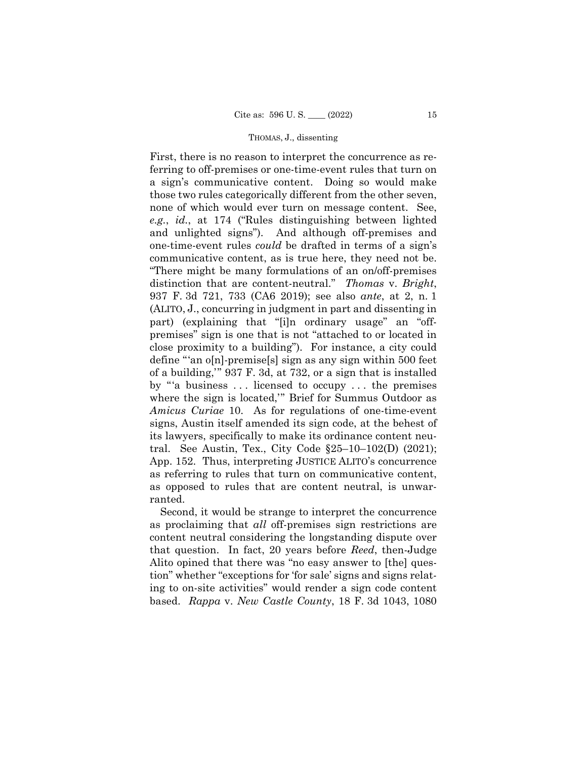First, there is no reason to interpret the concurrence as referring to off-premises or one-time-event rules that turn on a sign's communicative content. Doing so would make those two rules categorically different from the other seven, none of which would ever turn on message content. See, *e.g.*, *id.*, at 174 ("Rules distinguishing between lighted and unlighted signs"). And although off-premises and one-time-event rules *could* be drafted in terms of a sign's communicative content, as is true here, they need not be. "There might be many formulations of an on/off-premises distinction that are content-neutral." *Thomas* v. *Bright*, 937 F. 3d 721, 733 (CA6 2019); see also *ante*, at 2, n. 1 (ALITO, J., concurring in judgment in part and dissenting in part) (explaining that "[i]n ordinary usage" an "off-premises" sign is one that is not "attached to or located in close proximity to a building"). For instance, a city could define "'an o[n]-premise[s] sign as any sign within 500 feet of a building,'" 937 F. 3d, at 732, or a sign that is installed by "'a business . . . licensed to occupy . . . the premises where the sign is located,'" Brief for Summus Outdoor as *Amicus Curiae* 10. As for regulations of one-time-event signs, Austin itself amended its sign code, at the behest of its lawyers, specifically to make its ordinance content neutral. See Austin, Tex., City Code §25–10–102(D) (2021); App. 152. Thus, interpreting JUSTICE ALITO's concurrence as referring to rules that turn on communicative content, as opposed to rules that are content neutral, is unwarranted.

Second, it would be strange to interpret the concurrence as proclaiming that *all* off-premises sign restrictions are content neutral considering the longstanding dispute over that question. In fact, 20 years before *Reed*, then-Judge Alito opined that there was "no easy answer to [the] question" whether "exceptions for 'for sale' signs and signs relating to on-site activities" would render a sign code content based. *Rappa* v. *New Castle County*, 18 F. 3d 1043, 1080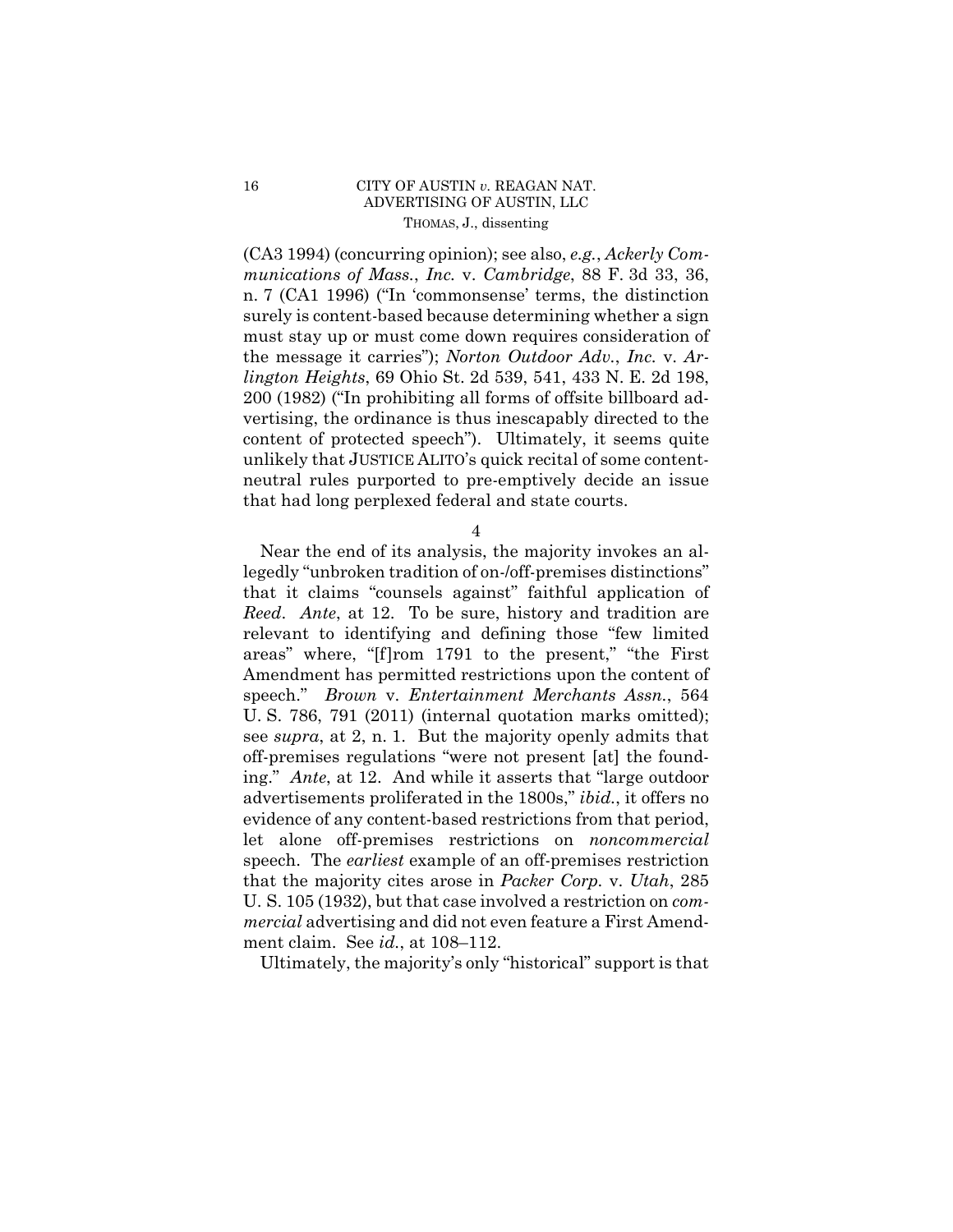(CA3 1994) (concurring opinion); see also, *e.g.*, *Ackerly Communications of Mass.*, *Inc.* v. *Cambridge*, 88 F. 3d 33, 36, n. 7 (CA1 1996) ("In 'commonsense' terms, the distinction surely is content-based because determining whether a sign must stay up or must come down requires consideration of the message it carries"); *Norton Outdoor Adv.*, *Inc.* v. *Arlington Heights*, 69 Ohio St. 2d 539, 541, 433 N. E. 2d 198, 200 (1982) ("In prohibiting all forms of offsite billboard advertising, the ordinance is thus inescapably directed to the content of protected speech"). Ultimately, it seems quite unlikely that JUSTICE ALITO's quick recital of some content-neutral rules purported to pre-emptively decide an issue that had long perplexed federal and state courts.

4

Near the end of its analysis, the majority invokes an allegedly "unbroken tradition of on-/off-premises distinctions" that it claims "counsels against" faithful application of *Reed*. *Ante*, at 12. To be sure, history and tradition are relevant to identifying and defining those "few limited areas" where, "[f]rom 1791 to the present," "the First Amendment has permitted restrictions upon the content of speech." *Brown* v. *Entertainment Merchants Assn.*, 564 U. S. 786, 791 (2011) (internal quotation marks omitted); see *supra*, at 2, n. 1. But the majority openly admits that off-premises regulations "were not present [at] the founding." *Ante*, at 12. And while it asserts that "large outdoor advertisements proliferated in the 1800s," *ibid.*, it offers no evidence of any content-based restrictions from that period, let alone off-premises restrictions on *noncommercial* speech. The *earliest* example of an off-premises restriction that the majority cites arose in *Packer Corp.* v. *Utah*, 285 U. S. 105 (1932), but that case involved a restriction on *commercial* advertising and did not even feature a First Amendment claim. See *id.*, at 108–112.

Ultimately, the majority's only "historical" support is that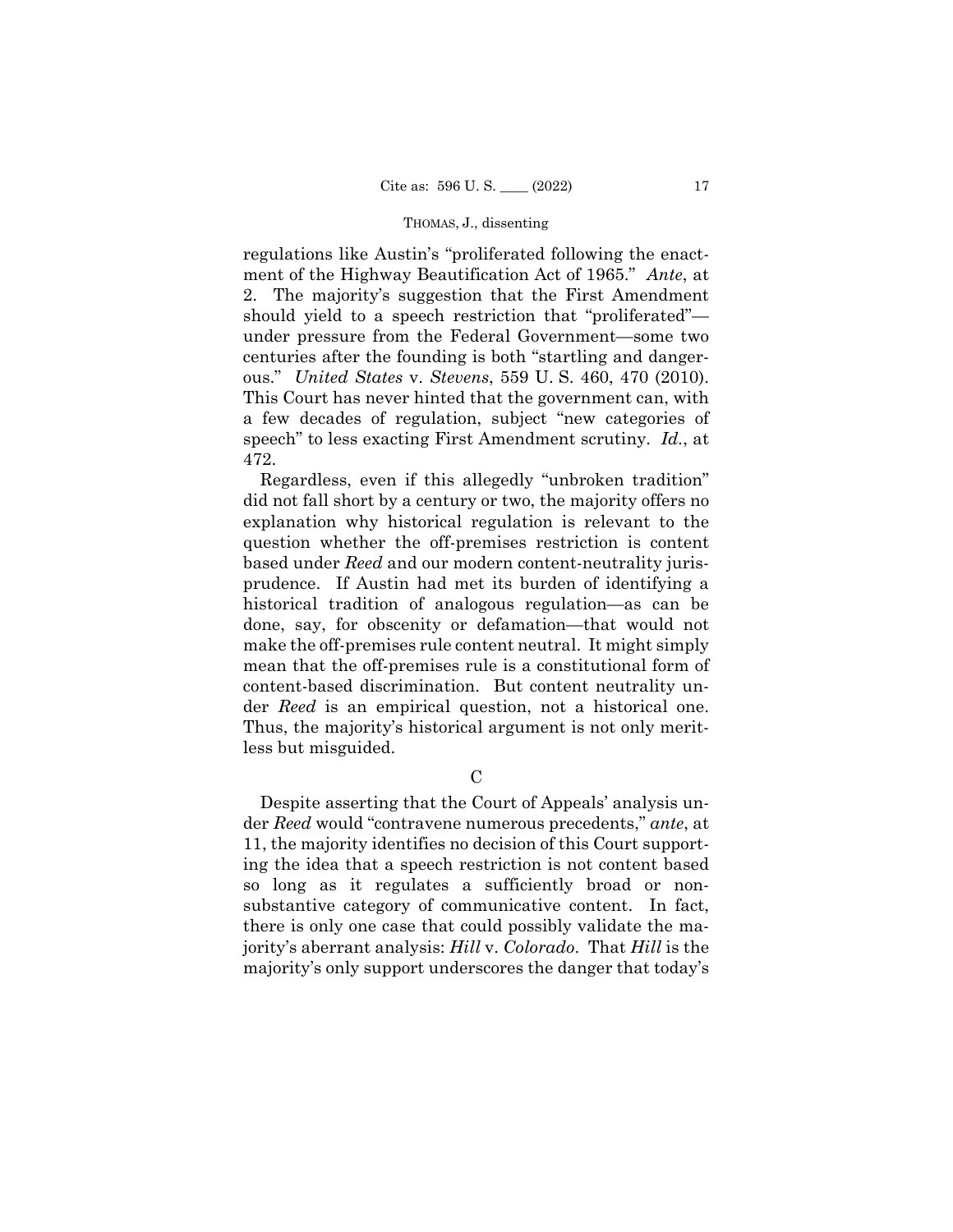regulations like Austin's "proliferated following the enactment of the Highway Beautification Act of 1965." *Ante*, at 2. The majority's suggestion that the First Amendment should yield to a speech restriction that "proliferated"—under pressure from the Federal Government—some two centuries after the founding is both "startling and dangerous." *United States* v. *Stevens*, 559 U. S. 460, 470 (2010). This Court has never hinted that the government can, with a few decades of regulation, subject "new categories of speech" to less exacting First Amendment scrutiny. *Id.*, at 472.

Regardless, even if this allegedly "unbroken tradition" did not fall short by a century or two, the majority offers no explanation why historical regulation is relevant to the question whether the off-premises restriction is content based under *Reed* and our modern content-neutrality jurisprudence. If Austin had met its burden of identifying a historical tradition of analogous regulation—as can be done, say, for obscenity or defamation—that would not make the off-premises rule content neutral. It might simply mean that the off-premises rule is a constitutional form of content-based discrimination. But content neutrality under *Reed* is an empirical question, not a historical one. Thus, the majority's historical argument is not only meritless but misguided.

## C

Despite asserting that the Court of Appeals' analysis under *Reed* would "contravene numerous precedents," *ante*, at 11, the majority identifies no decision of this Court supporting the idea that a speech restriction is not content based so long as it regulates a sufficiently broad or nonsubstantive category of communicative content. In fact, there is only one case that could possibly validate the majority's aberrant analysis: *Hill* v. *Colorado*. That *Hill* is the majority's only support underscores the danger that today's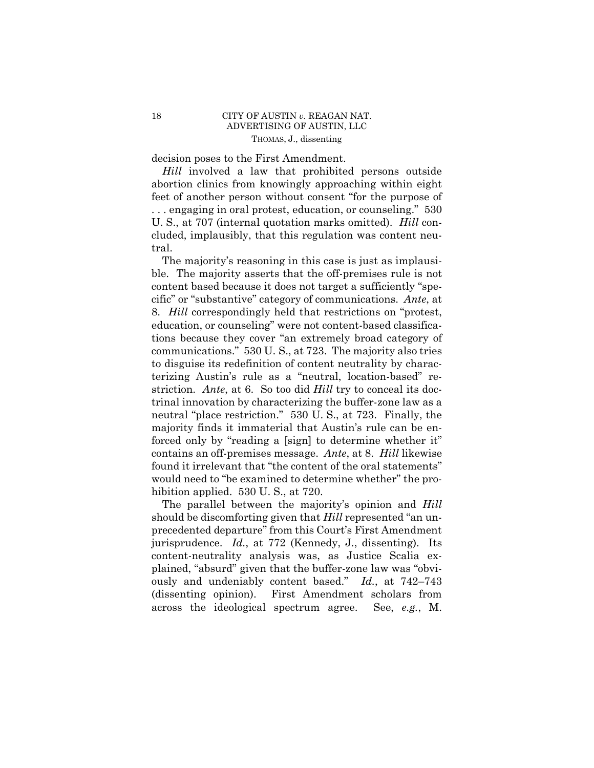decision poses to the First Amendment.

*Hill* involved a law that prohibited persons outside abortion clinics from knowingly approaching within eight feet of another person without consent "for the purpose of . . . engaging in oral protest, education, or counseling." 530 U. S., at 707 (internal quotation marks omitted). *Hill* concluded, implausibly, that this regulation was content neutral.

The majority's reasoning in this case is just as implausible. The majority asserts that the off-premises rule is not content based because it does not target a sufficiently "specific" or "substantive" category of communications. *Ante*, at 8. *Hill* correspondingly held that restrictions on "protest, education, or counseling" were not content-based classifications because they cover "an extremely broad category of communications." 530 U. S., at 723. The majority also tries to disguise its redefinition of content neutrality by characterizing Austin's rule as a "neutral, location-based" restriction. *Ante*, at 6. So too did *Hill* try to conceal its doctrinal innovation by characterizing the buffer-zone law as a neutral "place restriction." 530 U. S., at 723. Finally, the majority finds it immaterial that Austin's rule can be enforced only by "reading a [sign] to determine whether it" contains an off-premises message. *Ante*, at 8. *Hill* likewise found it irrelevant that "the content of the oral statements" would need to "be examined to determine whether" the prohibition applied. 530 U. S., at 720.

The parallel between the majority's opinion and *Hill* should be discomforting given that *Hill* represented "an unprecedented departure" from this Court's First Amendment jurisprudence. *Id.*, at 772 (Kennedy, J., dissenting). Its content-neutrality analysis was, as Justice Scalia explained, "absurd" given that the buffer-zone law was "obviously and undeniably content based." *Id.*, at 742–743 (dissenting opinion). First Amendment scholars from across the ideological spectrum agree. See, *e.g.*, M.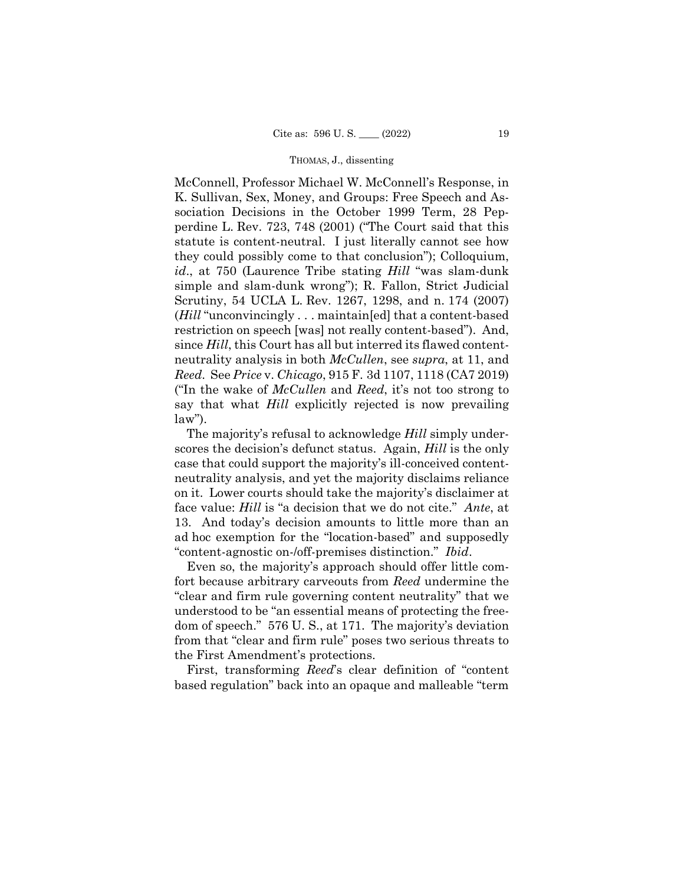McConnell, Professor Michael W. McConnell's Response, in K. Sullivan, Sex, Money, and Groups: Free Speech and Association Decisions in the October 1999 Term, 28 Pepperdine L. Rev. 723, 748 (2001) ("The Court said that this statute is content-neutral. I just literally cannot see how they could possibly come to that conclusion"); Colloquium, *id*., at 750 (Laurence Tribe stating *Hill* "was slam-dunk simple and slam-dunk wrong"); R. Fallon, Strict Judicial Scrutiny, 54 UCLA L. Rev. 1267, 1298, and n. 174 (2007) (*Hill* "unconvincingly . . . maintain[ed] that a content-based restriction on speech [was] not really content-based"). And, since *Hill*, this Court has all but interred its flawed content-neutrality analysis in both *McCullen*, see *supra*, at 11, and *Reed*. See *Price* v. *Chicago*, 915 F. 3d 1107, 1118 (CA7 2019) ("In the wake of *McCullen* and *Reed*, it's not too strong to say that what *Hill* explicitly rejected is now prevailing law").

The majority's refusal to acknowledge *Hill* simply underscores the decision's defunct status. Again, *Hill* is the only case that could support the majority's ill-conceived content-neutrality analysis, and yet the majority disclaims reliance on it. Lower courts should take the majority's disclaimer at face value: *Hill* is "a decision that we do not cite." *Ante*, at 13. And today's decision amounts to little more than an ad hoc exemption for the "location-based" and supposedly "content-agnostic on-/off-premises distinction." *Ibid*.

Even so, the majority's approach should offer little comfort because arbitrary carveouts from *Reed* undermine the "clear and firm rule governing content neutrality" that we understood to be "an essential means of protecting the freedom of speech." 576 U. S., at 171. The majority's deviation from that "clear and firm rule" poses two serious threats to the First Amendment's protections.

First, transforming *Reed*'s clear definition of "content based regulation" back into an opaque and malleable "term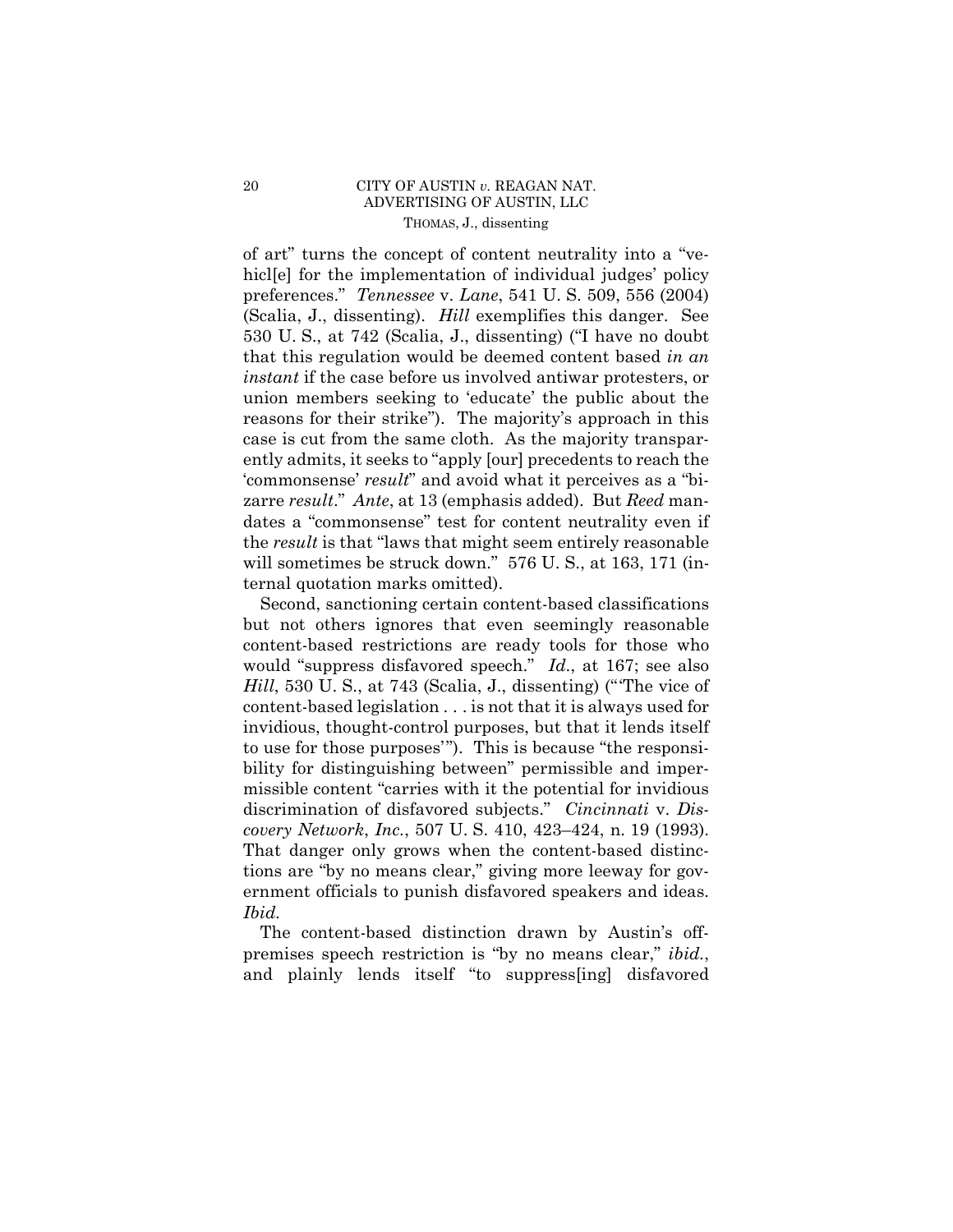of art" turns the concept of content neutrality into a "vehicl[e] for the implementation of individual judges' policy preferences." *Tennessee* v. *Lane*, 541 U. S. 509, 556 (2004) (Scalia, J., dissenting). *Hill* exemplifies this danger. See 530 U. S., at 742 (Scalia, J., dissenting) ("I have no doubt that this regulation would be deemed content based *in an instant* if the case before us involved antiwar protesters, or union members seeking to 'educate' the public about the reasons for their strike"). The majority's approach in this case is cut from the same cloth. As the majority transparently admits, it seeks to "apply [our] precedents to reach the 'commonsense' *result*" and avoid what it perceives as a "bizarre *result*." *Ante*, at 13 (emphasis added). But *Reed* mandates a "commonsense" test for content neutrality even if the *result* is that "laws that might seem entirely reasonable will sometimes be struck down." 576 U. S., at 163, 171 (internal quotation marks omitted).

Second, sanctioning certain content-based classifications but not others ignores that even seemingly reasonable content-based restrictions are ready tools for those who would "suppress disfavored speech." *Id.*, at 167; see also *Hill*, 530 U. S., at 743 (Scalia, J., dissenting) ("'The vice of content-based legislation . . . is not that it is always used for invidious, thought-control purposes, but that it lends itself to use for those purposes'"). This is because "the responsibility for distinguishing between" permissible and impermissible content "carries with it the potential for invidious discrimination of disfavored subjects." *Cincinnati* v. *Discovery Network*, *Inc.*, 507 U. S. 410, 423–424, n. 19 (1993). That danger only grows when the content-based distinctions are "by no means clear," giving more leeway for government officials to punish disfavored speakers and ideas. *Ibid.*

The content-based distinction drawn by Austin's off-premises speech restriction is "by no means clear," *ibid.*, and plainly lends itself "to suppress[ing] disfavored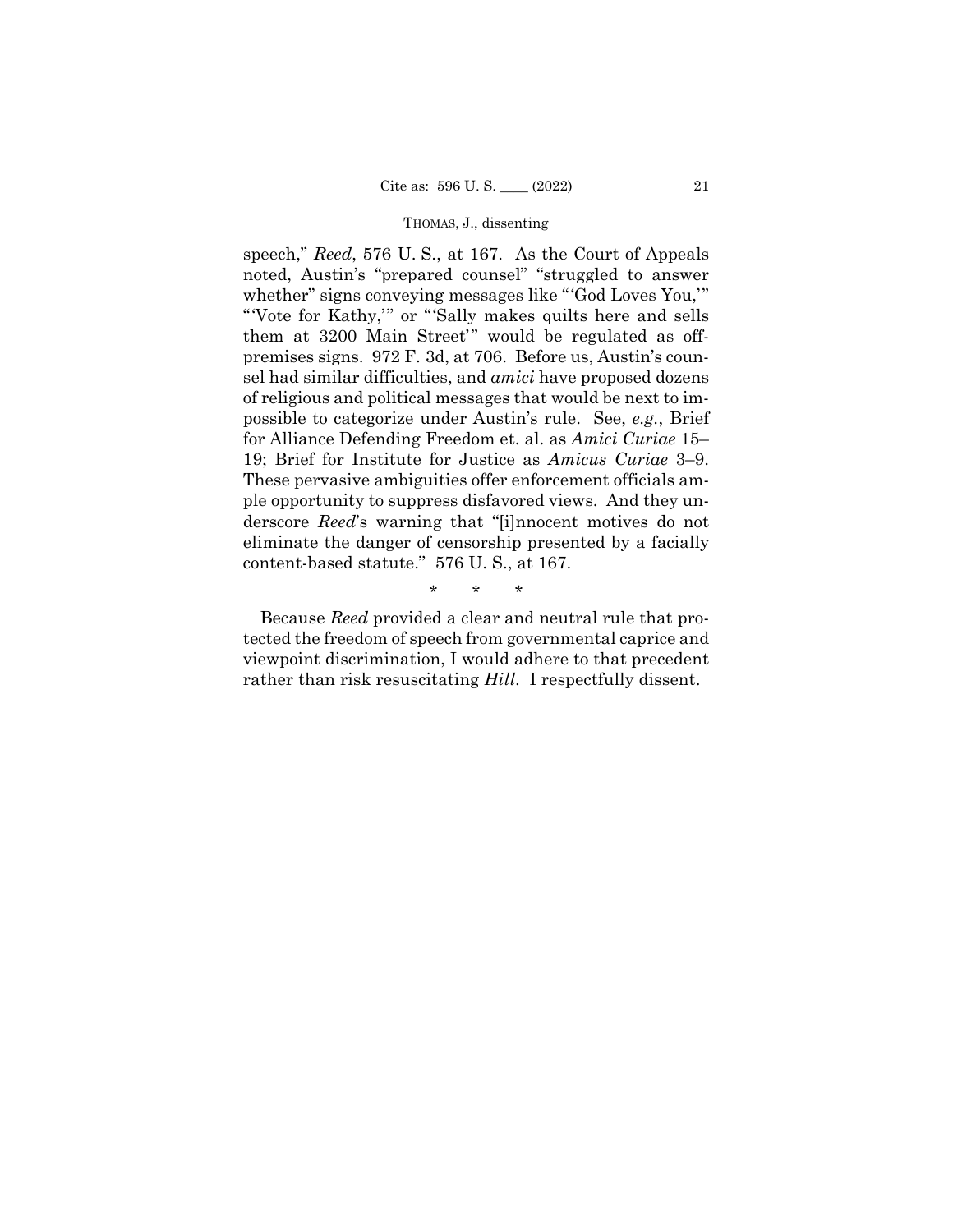speech," *Reed*, 576 U. S., at 167. As the Court of Appeals noted, Austin's "prepared counsel" "struggled to answer whether" signs conveying messages like "'God Loves You,'" "'Vote for Kathy,'" or "'Sally makes quilts here and sells them at 3200 Main Street'" would be regulated as off-premises signs. 972 F. 3d, at 706. Before us, Austin's counsel had similar difficulties, and *amici* have proposed dozens of religious and political messages that would be next to impossible to categorize under Austin's rule. See, *e.g.*, Brief for Alliance Defending Freedom et. al. as *Amici Curiae* 15–19; Brief for Institute for Justice as *Amicus Curiae* 3–9. These pervasive ambiguities offer enforcement officials ample opportunity to suppress disfavored views. And they underscore *Reed*'s warning that "[i]nnocent motives do not eliminate the danger of censorship presented by a facially content-based statute." 576 U. S., at 167.

\* \* \*

Because *Reed* provided a clear and neutral rule that protected the freedom of speech from governmental caprice and viewpoint discrimination, I would adhere to that precedent rather than risk resuscitating *Hill*. I respectfully dissent.